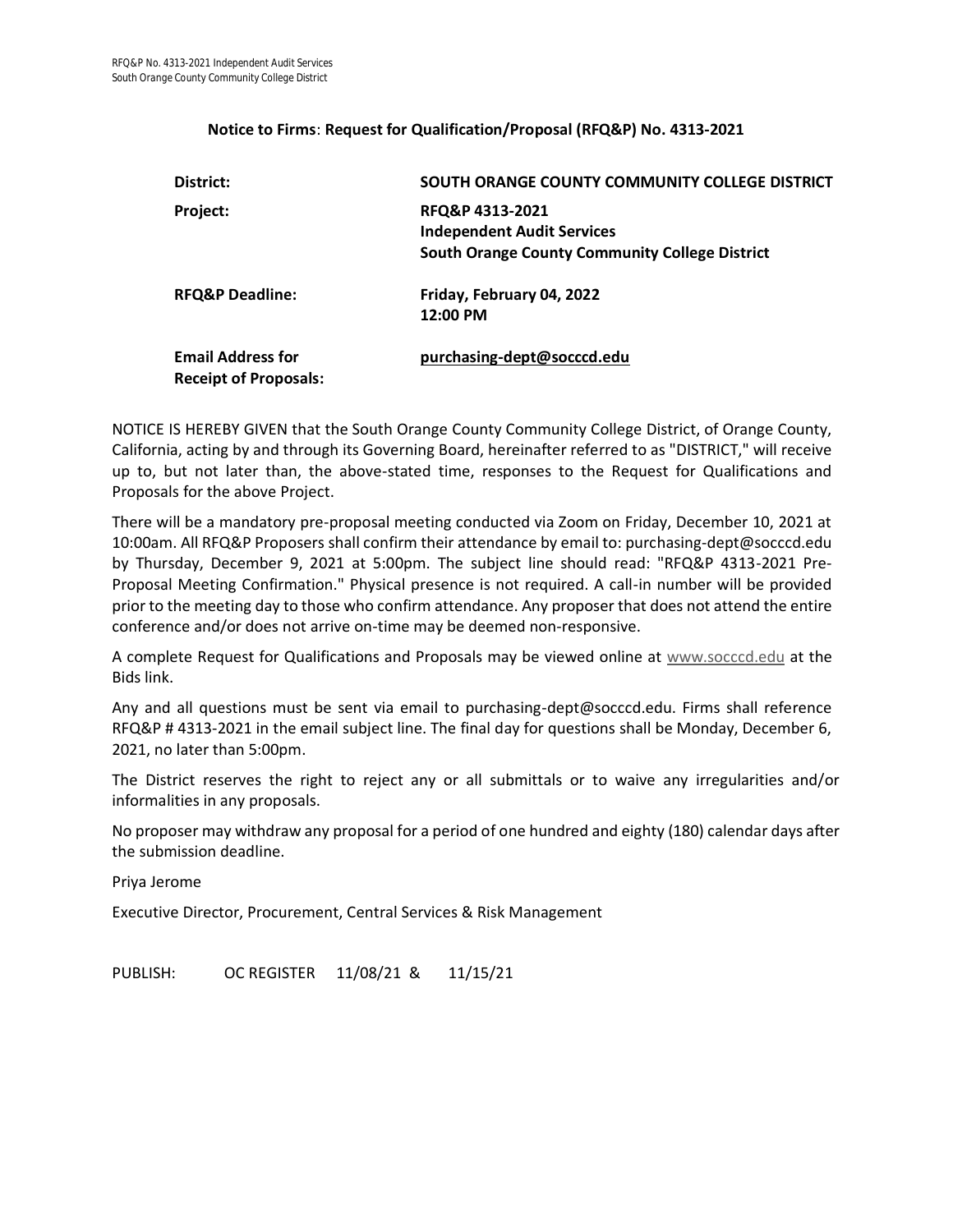**Notice to Firms**: **Request for Qualification/Proposal (RFQ&P) No. 4313-2021**

| | |
|---|---|
| **District:** | **SOUTH ORANGE COUNTY COMMUNITY COLLEGE DISTRICT** |
| **Project:** | **RFQ&P 4313-2021**<br>**Independent Audit Services**<br>**South Orange County Community College District** |
| **RFQ&P Deadline:** | **Friday, February 04, 2022**<br>**12:00 PM** |
| **Email Address for Receipt of Proposals:** | **purchasing-dept@socccd.edu** |

NOTICE IS HEREBY GIVEN that the South Orange County Community College District, of Orange County, California, acting by and through its Governing Board, hereinafter referred to as "DISTRICT," will receive up to, but not later than, the above-stated time, responses to the Request for Qualifications and Proposals for the above Project.

There will be a mandatory pre-proposal meeting conducted via Zoom on Friday, December 10, 2021 at 10:00am. All RFQ&P Proposers shall confirm their attendance by email to: purchasing-dept@socccd.edu by Thursday, December 9, 2021 at 5:00pm. The subject line should read: "RFQ&P 4313-2021 Pre-Proposal Meeting Confirmation." Physical presence is not required. A call-in number will be provided prior to the meeting day to those who confirm attendance. Any proposer that does not attend the entire conference and/or does not arrive on-time may be deemed non-responsive.

A complete Request for Qualifications and Proposals may be viewed online at www.socccd.edu at the Bids link.

Any and all questions must be sent via email to purchasing-dept@socccd.edu. Firms shall reference RFQ&P # 4313-2021 in the email subject line. The final day for questions shall be Monday, December 6, 2021, no later than 5:00pm.

The District reserves the right to reject any or all submittals or to waive any irregularities and/or informalities in any proposals.

No proposer may withdraw any proposal for a period of one hundred and eighty (180) calendar days after the submission deadline.

Priya Jerome

Executive Director, Procurement, Central Services & Risk Management

PUBLISH: OC REGISTER 11/08/21 & 11/15/21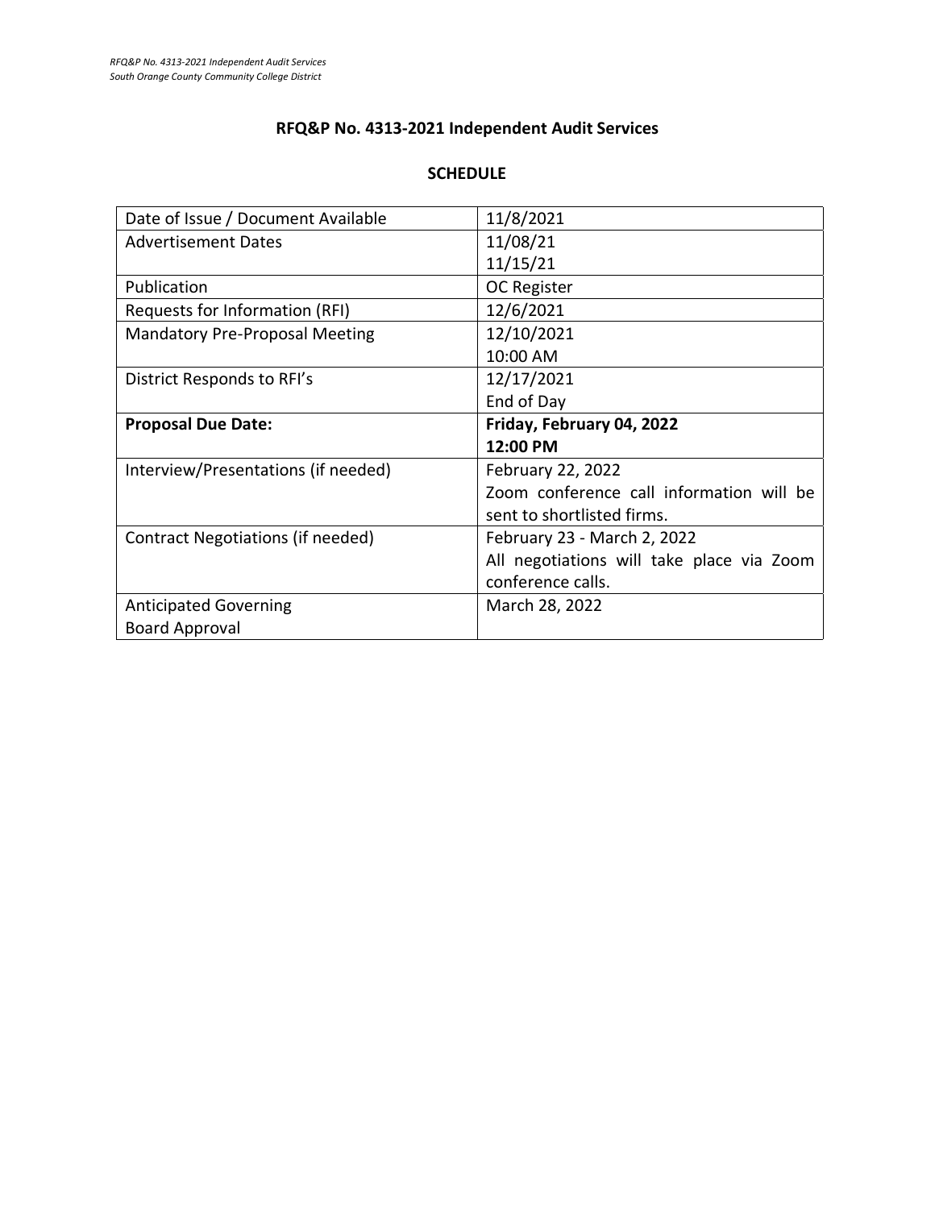## RFQ&P No. 4313-2021 Independent Audit Services

### SCHEDULE

| | |
|---|---|
| Date of Issue / Document Available | 11/8/2021 |
| Advertisement Dates | 11/08/21<br>11/15/21 |
| Publication | OC Register |
| Requests for Information (RFI) | 12/6/2021 |
| Mandatory Pre-Proposal Meeting | 12/10/2021<br>10:00 AM |
| District Responds to RFI's | 12/17/2021<br>End of Day |
| **Proposal Due Date:** | **Friday, February 04, 2022**<br>**12:00 PM** |
| Interview/Presentations (if needed) | February 22, 2022<br>Zoom conference call information will be sent to shortlisted firms. |
| Contract Negotiations (if needed) | February 23 - March 2, 2022<br>All negotiations will take place via Zoom conference calls. |
| Anticipated Governing Board Approval | March 28, 2022 |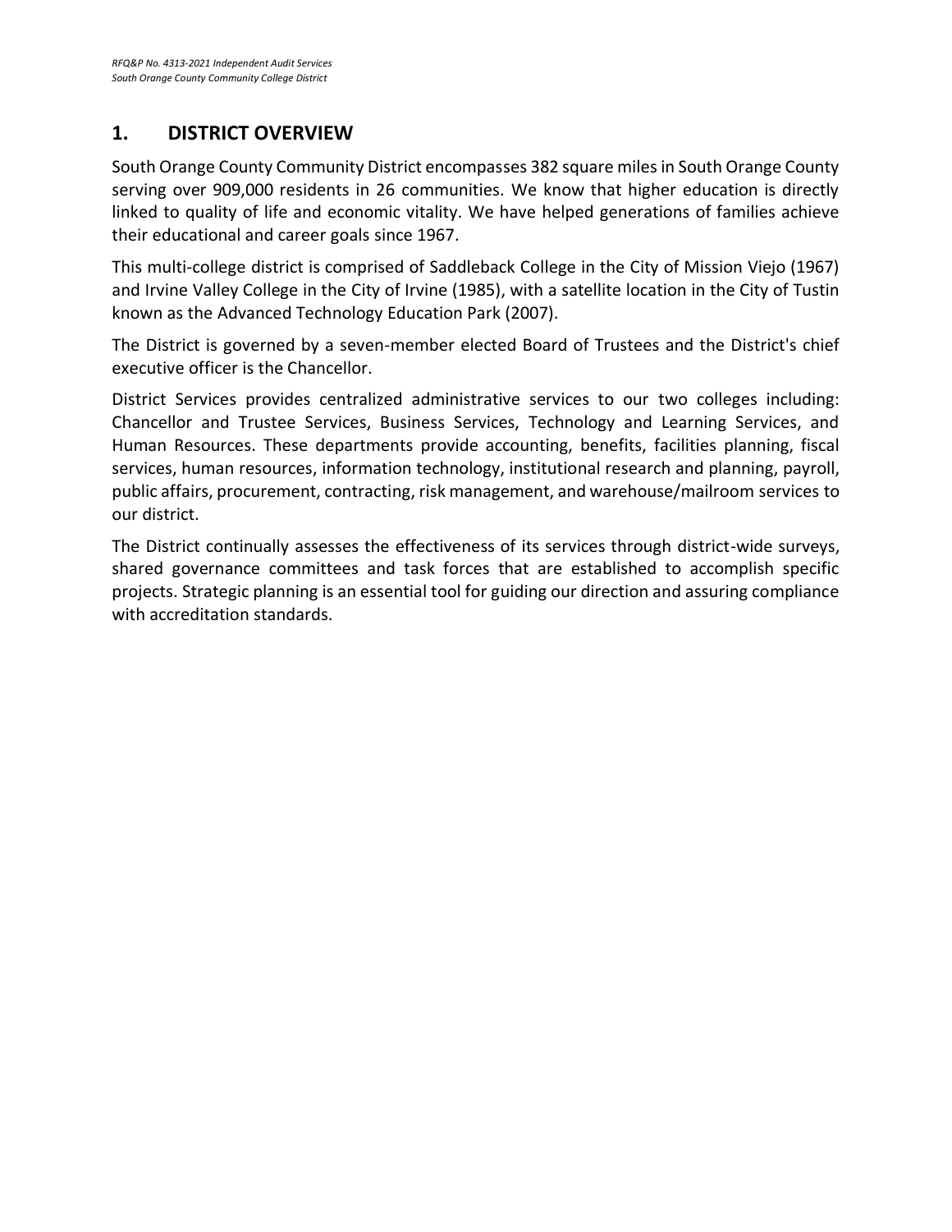## 1. DISTRICT OVERVIEW

South Orange County Community District encompasses 382 square miles in South Orange County serving over 909,000 residents in 26 communities. We know that higher education is directly linked to quality of life and economic vitality. We have helped generations of families achieve their educational and career goals since 1967.

This multi-college district is comprised of Saddleback College in the City of Mission Viejo (1967) and Irvine Valley College in the City of Irvine (1985), with a satellite location in the City of Tustin known as the Advanced Technology Education Park (2007).

The District is governed by a seven-member elected Board of Trustees and the District's chief executive officer is the Chancellor.

District Services provides centralized administrative services to our two colleges including: Chancellor and Trustee Services, Business Services, Technology and Learning Services, and Human Resources. These departments provide accounting, benefits, facilities planning, fiscal services, human resources, information technology, institutional research and planning, payroll, public affairs, procurement, contracting, risk management, and warehouse/mailroom services to our district.

The District continually assesses the effectiveness of its services through district-wide surveys, shared governance committees and task forces that are established to accomplish specific projects. Strategic planning is an essential tool for guiding our direction and assuring compliance with accreditation standards.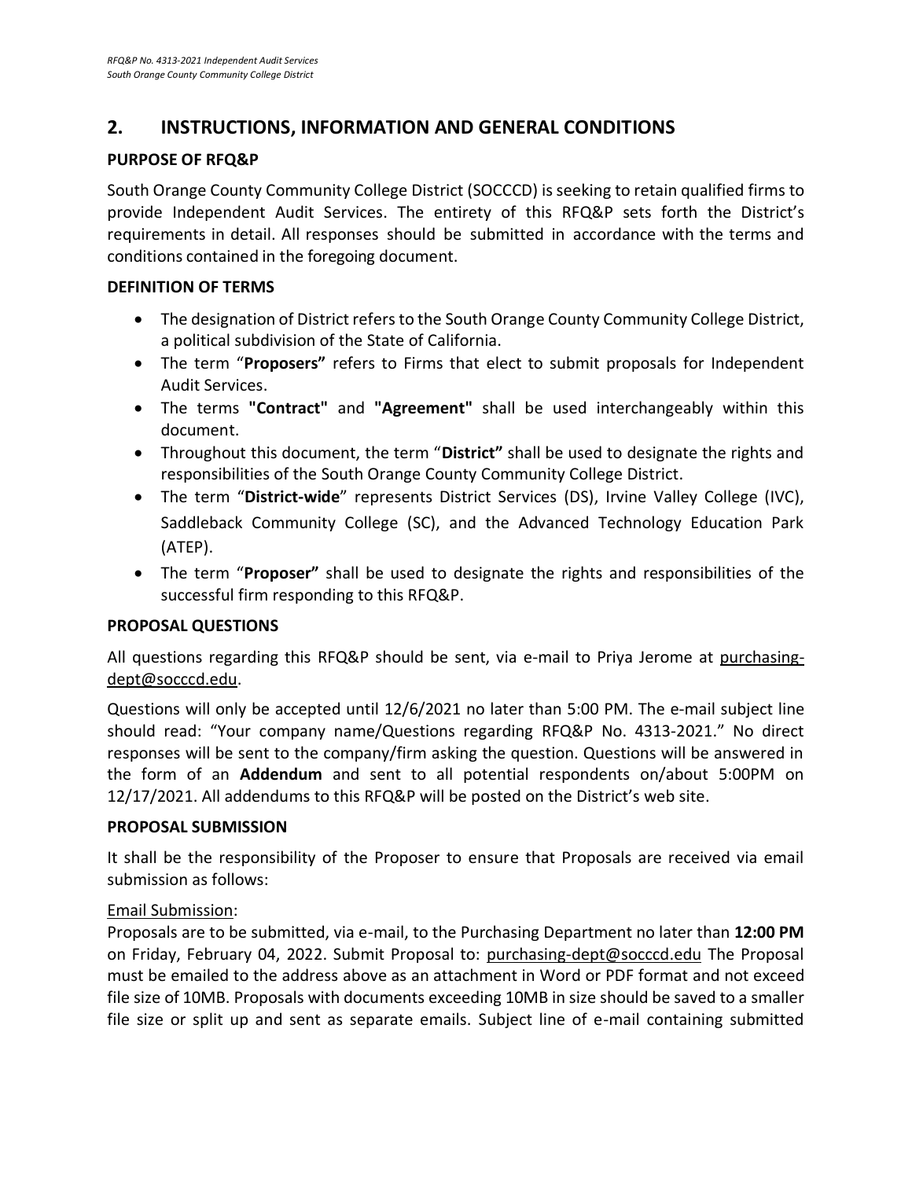## 2. INSTRUCTIONS, INFORMATION AND GENERAL CONDITIONS

### PURPOSE OF RFQ&P

South Orange County Community College District (SOCCCD) is seeking to retain qualified firms to provide Independent Audit Services. The entirety of this RFQ&P sets forth the District's requirements in detail. All responses should be submitted in accordance with the terms and conditions contained in the foregoing document.

### DEFINITION OF TERMS

- The designation of District refers to the South Orange County Community College District, a political subdivision of the State of California.
- The term "**Proposers"** refers to Firms that elect to submit proposals for Independent Audit Services.
- The terms **"Contract"** and **"Agreement"** shall be used interchangeably within this document.
- Throughout this document, the term "**District"** shall be used to designate the rights and responsibilities of the South Orange County Community College District.
- The term "**District-wide**" represents District Services (DS), Irvine Valley College (IVC), Saddleback Community College (SC), and the Advanced Technology Education Park (ATEP).
- The term "**Proposer"** shall be used to designate the rights and responsibilities of the successful firm responding to this RFQ&P.

### PROPOSAL QUESTIONS

All questions regarding this RFQ&P should be sent, via e-mail to Priya Jerome at purchasing-dept@socccd.edu.

Questions will only be accepted until 12/6/2021 no later than 5:00 PM. The e-mail subject line should read: "Your company name/Questions regarding RFQ&P No. 4313-2021." No direct responses will be sent to the company/firm asking the question. Questions will be answered in the form of an **Addendum** and sent to all potential respondents on/about 5:00PM on 12/17/2021. All addendums to this RFQ&P will be posted on the District's web site.

### PROPOSAL SUBMISSION

It shall be the responsibility of the Proposer to ensure that Proposals are received via email submission as follows:

Email Submission:

Proposals are to be submitted, via e-mail, to the Purchasing Department no later than **12:00 PM** on Friday, February 04, 2022. Submit Proposal to: purchasing-dept@socccd.edu The Proposal must be emailed to the address above as an attachment in Word or PDF format and not exceed file size of 10MB. Proposals with documents exceeding 10MB in size should be saved to a smaller file size or split up and sent as separate emails. Subject line of e-mail containing submitted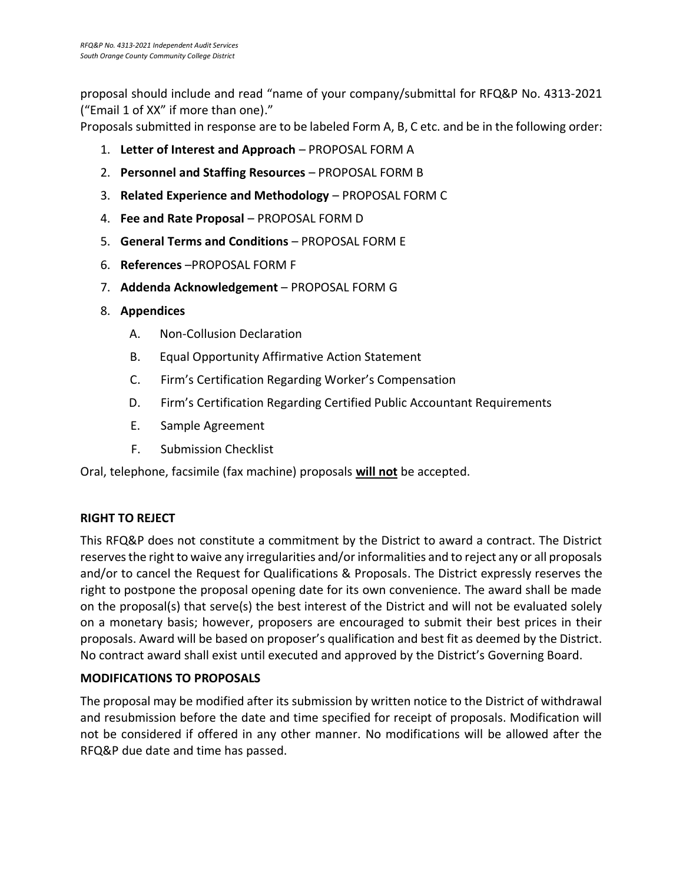proposal should include and read "name of your company/submittal for RFQ&P No. 4313-2021 ("Email 1 of XX" if more than one)."

Proposals submitted in response are to be labeled Form A, B, C etc. and be in the following order:

1. **Letter of Interest and Approach** – PROPOSAL FORM A
2. **Personnel and Staffing Resources** – PROPOSAL FORM B
3. **Related Experience and Methodology** – PROPOSAL FORM C
4. **Fee and Rate Proposal** – PROPOSAL FORM D
5. **General Terms and Conditions** – PROPOSAL FORM E
6. **References** –PROPOSAL FORM F
7. **Addenda Acknowledgement** – PROPOSAL FORM G
8. **Appendices**
   - A. Non-Collusion Declaration
   - B. Equal Opportunity Affirmative Action Statement
   - C. Firm's Certification Regarding Worker's Compensation
   - D. Firm's Certification Regarding Certified Public Accountant Requirements
   - E. Sample Agreement
   - F. Submission Checklist

Oral, telephone, facsimile (fax machine) proposals **will not** be accepted.

**RIGHT TO REJECT**

This RFQ&P does not constitute a commitment by the District to award a contract. The District reserves the right to waive any irregularities and/or informalities and to reject any or all proposals and/or to cancel the Request for Qualifications & Proposals. The District expressly reserves the right to postpone the proposal opening date for its own convenience. The award shall be made on the proposal(s) that serve(s) the best interest of the District and will not be evaluated solely on a monetary basis; however, proposers are encouraged to submit their best prices in their proposals. Award will be based on proposer's qualification and best fit as deemed by the District. No contract award shall exist until executed and approved by the District's Governing Board.

**MODIFICATIONS TO PROPOSALS**

The proposal may be modified after its submission by written notice to the District of withdrawal and resubmission before the date and time specified for receipt of proposals. Modification will not be considered if offered in any other manner. No modifications will be allowed after the RFQ&P due date and time has passed.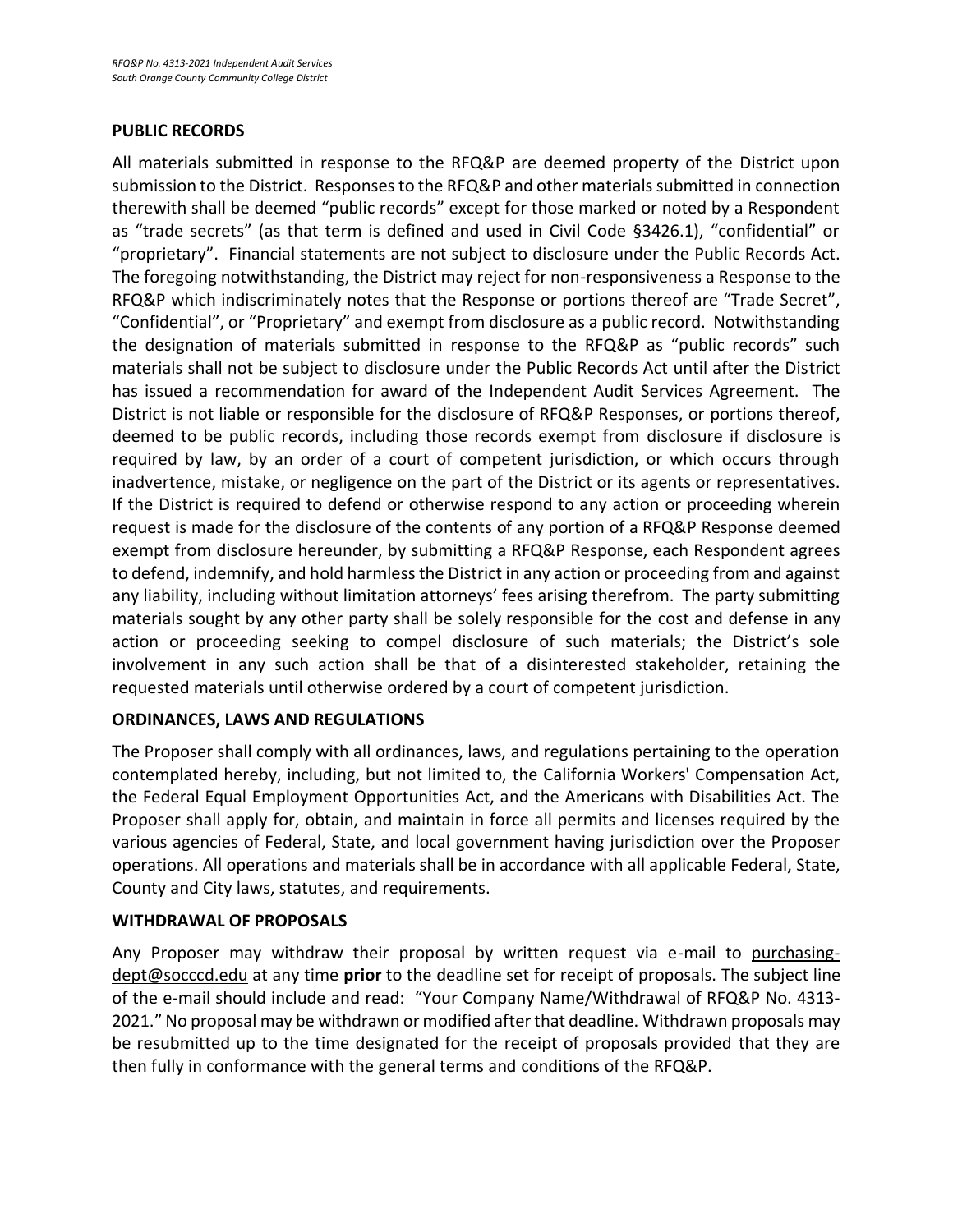## PUBLIC RECORDS

All materials submitted in response to the RFQ&P are deemed property of the District upon submission to the District. Responses to the RFQ&P and other materials submitted in connection therewith shall be deemed "public records" except for those marked or noted by a Respondent as "trade secrets" (as that term is defined and used in Civil Code §3426.1), "confidential" or "proprietary". Financial statements are not subject to disclosure under the Public Records Act. The foregoing notwithstanding, the District may reject for non-responsiveness a Response to the RFQ&P which indiscriminately notes that the Response or portions thereof are "Trade Secret", "Confidential", or "Proprietary" and exempt from disclosure as a public record. Notwithstanding the designation of materials submitted in response to the RFQ&P as "public records" such materials shall not be subject to disclosure under the Public Records Act until after the District has issued a recommendation for award of the Independent Audit Services Agreement. The District is not liable or responsible for the disclosure of RFQ&P Responses, or portions thereof, deemed to be public records, including those records exempt from disclosure if disclosure is required by law, by an order of a court of competent jurisdiction, or which occurs through inadvertence, mistake, or negligence on the part of the District or its agents or representatives. If the District is required to defend or otherwise respond to any action or proceeding wherein request is made for the disclosure of the contents of any portion of a RFQ&P Response deemed exempt from disclosure hereunder, by submitting a RFQ&P Response, each Respondent agrees to defend, indemnify, and hold harmless the District in any action or proceeding from and against any liability, including without limitation attorneys' fees arising therefrom. The party submitting materials sought by any other party shall be solely responsible for the cost and defense in any action or proceeding seeking to compel disclosure of such materials; the District's sole involvement in any such action shall be that of a disinterested stakeholder, retaining the requested materials until otherwise ordered by a court of competent jurisdiction.

## ORDINANCES, LAWS AND REGULATIONS

The Proposer shall comply with all ordinances, laws, and regulations pertaining to the operation contemplated hereby, including, but not limited to, the California Workers' Compensation Act, the Federal Equal Employment Opportunities Act, and the Americans with Disabilities Act. The Proposer shall apply for, obtain, and maintain in force all permits and licenses required by the various agencies of Federal, State, and local government having jurisdiction over the Proposer operations. All operations and materials shall be in accordance with all applicable Federal, State, County and City laws, statutes, and requirements.

## WITHDRAWAL OF PROPOSALS

Any Proposer may withdraw their proposal by written request via e-mail to purchasing-dept@socccd.edu at any time **prior** to the deadline set for receipt of proposals. The subject line of the e-mail should include and read: "Your Company Name/Withdrawal of RFQ&P No. 4313-2021." No proposal may be withdrawn or modified after that deadline. Withdrawn proposals may be resubmitted up to the time designated for the receipt of proposals provided that they are then fully in conformance with the general terms and conditions of the RFQ&P.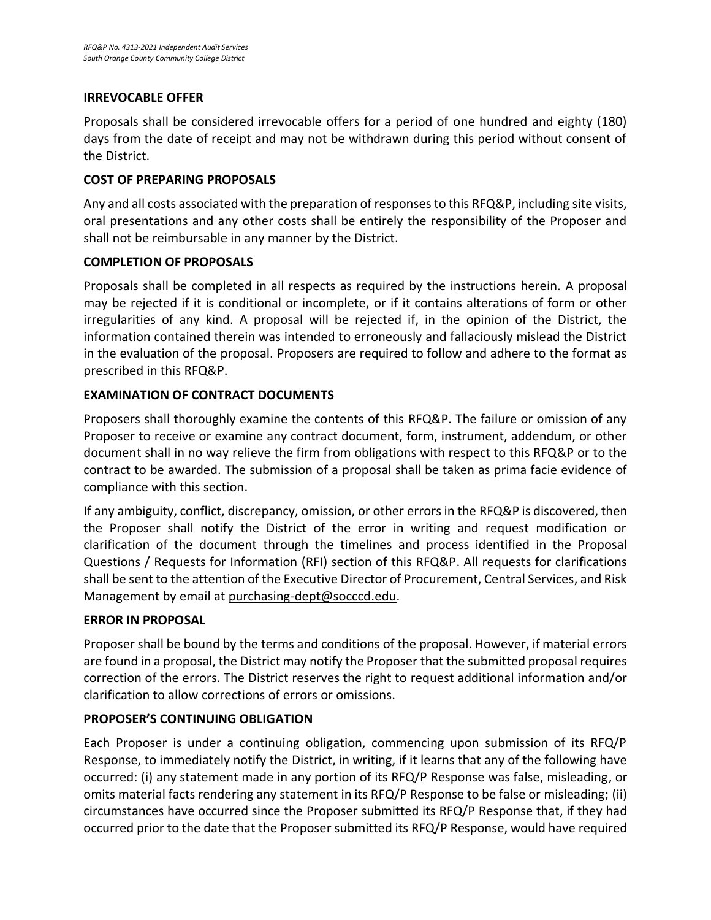## IRREVOCABLE OFFER

Proposals shall be considered irrevocable offers for a period of one hundred and eighty (180) days from the date of receipt and may not be withdrawn during this period without consent of the District.

## COST OF PREPARING PROPOSALS

Any and all costs associated with the preparation of responses to this RFQ&P, including site visits, oral presentations and any other costs shall be entirely the responsibility of the Proposer and shall not be reimbursable in any manner by the District.

## COMPLETION OF PROPOSALS

Proposals shall be completed in all respects as required by the instructions herein. A proposal may be rejected if it is conditional or incomplete, or if it contains alterations of form or other irregularities of any kind. A proposal will be rejected if, in the opinion of the District, the information contained therein was intended to erroneously and fallaciously mislead the District in the evaluation of the proposal. Proposers are required to follow and adhere to the format as prescribed in this RFQ&P.

## EXAMINATION OF CONTRACT DOCUMENTS

Proposers shall thoroughly examine the contents of this RFQ&P. The failure or omission of any Proposer to receive or examine any contract document, form, instrument, addendum, or other document shall in no way relieve the firm from obligations with respect to this RFQ&P or to the contract to be awarded. The submission of a proposal shall be taken as prima facie evidence of compliance with this section.

If any ambiguity, conflict, discrepancy, omission, or other errors in the RFQ&P is discovered, then the Proposer shall notify the District of the error in writing and request modification or clarification of the document through the timelines and process identified in the Proposal Questions / Requests for Information (RFI) section of this RFQ&P. All requests for clarifications shall be sent to the attention of the Executive Director of Procurement, Central Services, and Risk Management by email at purchasing-dept@socccd.edu.

## ERROR IN PROPOSAL

Proposer shall be bound by the terms and conditions of the proposal. However, if material errors are found in a proposal, the District may notify the Proposer that the submitted proposal requires correction of the errors. The District reserves the right to request additional information and/or clarification to allow corrections of errors or omissions.

## PROPOSER'S CONTINUING OBLIGATION

Each Proposer is under a continuing obligation, commencing upon submission of its RFQ/P Response, to immediately notify the District, in writing, if it learns that any of the following have occurred: (i) any statement made in any portion of its RFQ/P Response was false, misleading, or omits material facts rendering any statement in its RFQ/P Response to be false or misleading; (ii) circumstances have occurred since the Proposer submitted its RFQ/P Response that, if they had occurred prior to the date that the Proposer submitted its RFQ/P Response, would have required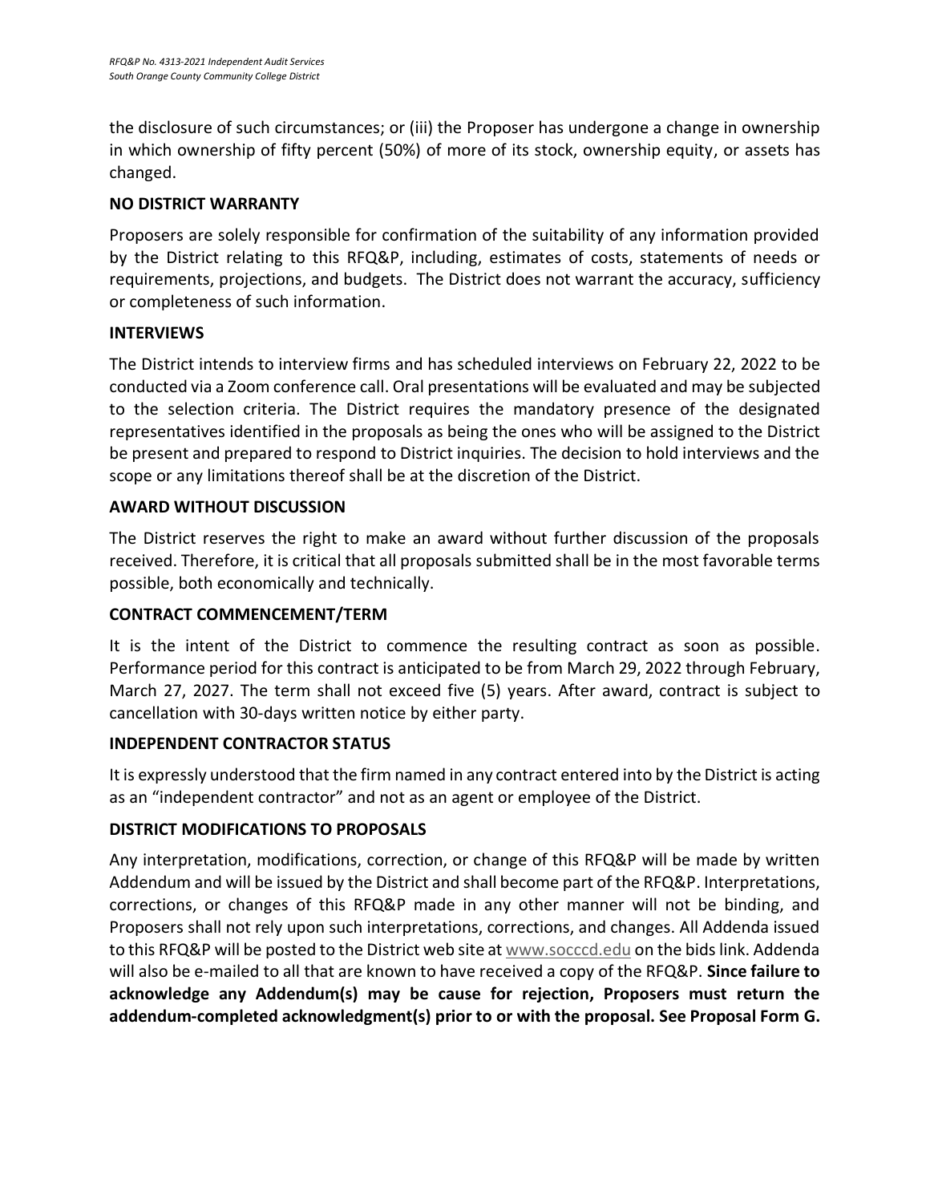the disclosure of such circumstances; or (iii) the Proposer has undergone a change in ownership in which ownership of fifty percent (50%) of more of its stock, ownership equity, or assets has changed.

**NO DISTRICT WARRANTY**

Proposers are solely responsible for confirmation of the suitability of any information provided by the District relating to this RFQ&P, including, estimates of costs, statements of needs or requirements, projections, and budgets. The District does not warrant the accuracy, sufficiency or completeness of such information.

**INTERVIEWS**

The District intends to interview firms and has scheduled interviews on February 22, 2022 to be conducted via a Zoom conference call. Oral presentations will be evaluated and may be subjected to the selection criteria. The District requires the mandatory presence of the designated representatives identified in the proposals as being the ones who will be assigned to the District be present and prepared to respond to District inquiries. The decision to hold interviews and the scope or any limitations thereof shall be at the discretion of the District.

**AWARD WITHOUT DISCUSSION**

The District reserves the right to make an award without further discussion of the proposals received. Therefore, it is critical that all proposals submitted shall be in the most favorable terms possible, both economically and technically.

**CONTRACT COMMENCEMENT/TERM**

It is the intent of the District to commence the resulting contract as soon as possible. Performance period for this contract is anticipated to be from March 29, 2022 through February, March 27, 2027. The term shall not exceed five (5) years. After award, contract is subject to cancellation with 30-days written notice by either party.

**INDEPENDENT CONTRACTOR STATUS**

It is expressly understood that the firm named in any contract entered into by the District is acting as an "independent contractor" and not as an agent or employee of the District.

**DISTRICT MODIFICATIONS TO PROPOSALS**

Any interpretation, modifications, correction, or change of this RFQ&P will be made by written Addendum and will be issued by the District and shall become part of the RFQ&P. Interpretations, corrections, or changes of this RFQ&P made in any other manner will not be binding, and Proposers shall not rely upon such interpretations, corrections, and changes. All Addenda issued to this RFQ&P will be posted to the District web site at www.socccd.edu on the bids link. Addenda will also be e-mailed to all that are known to have received a copy of the RFQ&P. **Since failure to acknowledge any Addendum(s) may be cause for rejection, Proposers must return the addendum-completed acknowledgment(s) prior to or with the proposal. See Proposal Form G.**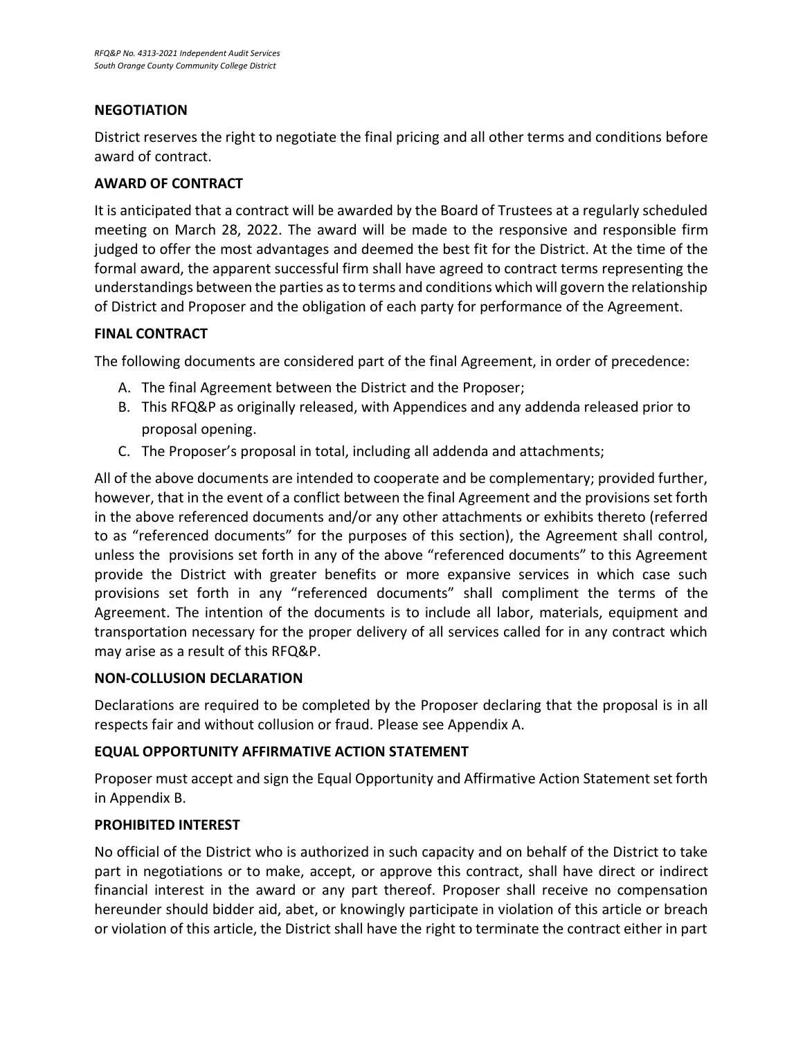## NEGOTIATION

District reserves the right to negotiate the final pricing and all other terms and conditions before award of contract.

## AWARD OF CONTRACT

It is anticipated that a contract will be awarded by the Board of Trustees at a regularly scheduled meeting on March 28, 2022. The award will be made to the responsive and responsible firm judged to offer the most advantages and deemed the best fit for the District. At the time of the formal award, the apparent successful firm shall have agreed to contract terms representing the understandings between the parties as to terms and conditions which will govern the relationship of District and Proposer and the obligation of each party for performance of the Agreement.

## FINAL CONTRACT

The following documents are considered part of the final Agreement, in order of precedence:

A. The final Agreement between the District and the Proposer;
B. This RFQ&P as originally released, with Appendices and any addenda released prior to proposal opening.
C. The Proposer's proposal in total, including all addenda and attachments;

All of the above documents are intended to cooperate and be complementary; provided further, however, that in the event of a conflict between the final Agreement and the provisions set forth in the above referenced documents and/or any other attachments or exhibits thereto (referred to as "referenced documents" for the purposes of this section), the Agreement shall control, unless the provisions set forth in any of the above "referenced documents" to this Agreement provide the District with greater benefits or more expansive services in which case such provisions set forth in any "referenced documents" shall compliment the terms of the Agreement. The intention of the documents is to include all labor, materials, equipment and transportation necessary for the proper delivery of all services called for in any contract which may arise as a result of this RFQ&P.

## NON-COLLUSION DECLARATION

Declarations are required to be completed by the Proposer declaring that the proposal is in all respects fair and without collusion or fraud. Please see Appendix A.

## EQUAL OPPORTUNITY AFFIRMATIVE ACTION STATEMENT

Proposer must accept and sign the Equal Opportunity and Affirmative Action Statement set forth in Appendix B.

## PROHIBITED INTEREST

No official of the District who is authorized in such capacity and on behalf of the District to take part in negotiations or to make, accept, or approve this contract, shall have direct or indirect financial interest in the award or any part thereof. Proposer shall receive no compensation hereunder should bidder aid, abet, or knowingly participate in violation of this article or breach or violation of this article, the District shall have the right to terminate the contract either in part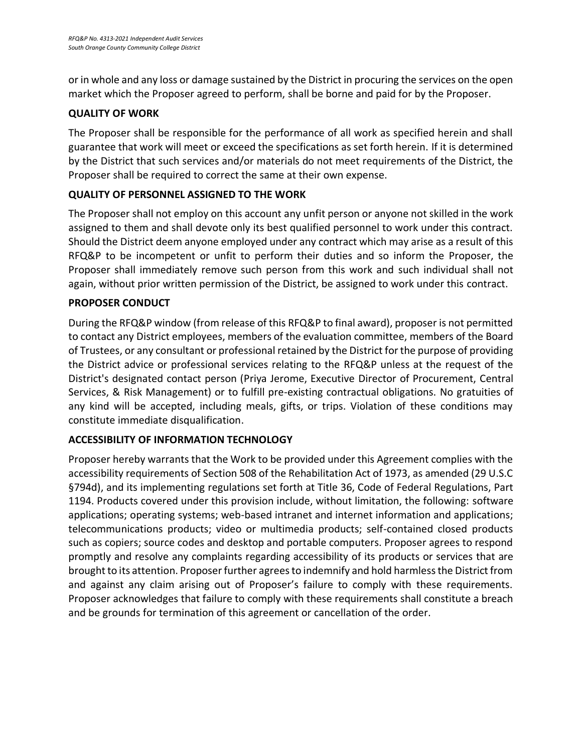or in whole and any loss or damage sustained by the District in procuring the services on the open market which the Proposer agreed to perform, shall be borne and paid for by the Proposer.

**QUALITY OF WORK**

The Proposer shall be responsible for the performance of all work as specified herein and shall guarantee that work will meet or exceed the specifications as set forth herein. If it is determined by the District that such services and/or materials do not meet requirements of the District, the Proposer shall be required to correct the same at their own expense.

**QUALITY OF PERSONNEL ASSIGNED TO THE WORK**

The Proposer shall not employ on this account any unfit person or anyone not skilled in the work assigned to them and shall devote only its best qualified personnel to work under this contract. Should the District deem anyone employed under any contract which may arise as a result of this RFQ&P to be incompetent or unfit to perform their duties and so inform the Proposer, the Proposer shall immediately remove such person from this work and such individual shall not again, without prior written permission of the District, be assigned to work under this contract.

**PROPOSER CONDUCT**

During the RFQ&P window (from release of this RFQ&P to final award), proposer is not permitted to contact any District employees, members of the evaluation committee, members of the Board of Trustees, or any consultant or professional retained by the District for the purpose of providing the District advice or professional services relating to the RFQ&P unless at the request of the District's designated contact person (Priya Jerome, Executive Director of Procurement, Central Services, & Risk Management) or to fulfill pre-existing contractual obligations. No gratuities of any kind will be accepted, including meals, gifts, or trips. Violation of these conditions may constitute immediate disqualification.

**ACCESSIBILITY OF INFORMATION TECHNOLOGY**

Proposer hereby warrants that the Work to be provided under this Agreement complies with the accessibility requirements of Section 508 of the Rehabilitation Act of 1973, as amended (29 U.S.C §794d), and its implementing regulations set forth at Title 36, Code of Federal Regulations, Part 1194. Products covered under this provision include, without limitation, the following: software applications; operating systems; web-based intranet and internet information and applications; telecommunications products; video or multimedia products; self-contained closed products such as copiers; source codes and desktop and portable computers. Proposer agrees to respond promptly and resolve any complaints regarding accessibility of its products or services that are brought to its attention. Proposer further agrees to indemnify and hold harmless the District from and against any claim arising out of Proposer's failure to comply with these requirements. Proposer acknowledges that failure to comply with these requirements shall constitute a breach and be grounds for termination of this agreement or cancellation of the order.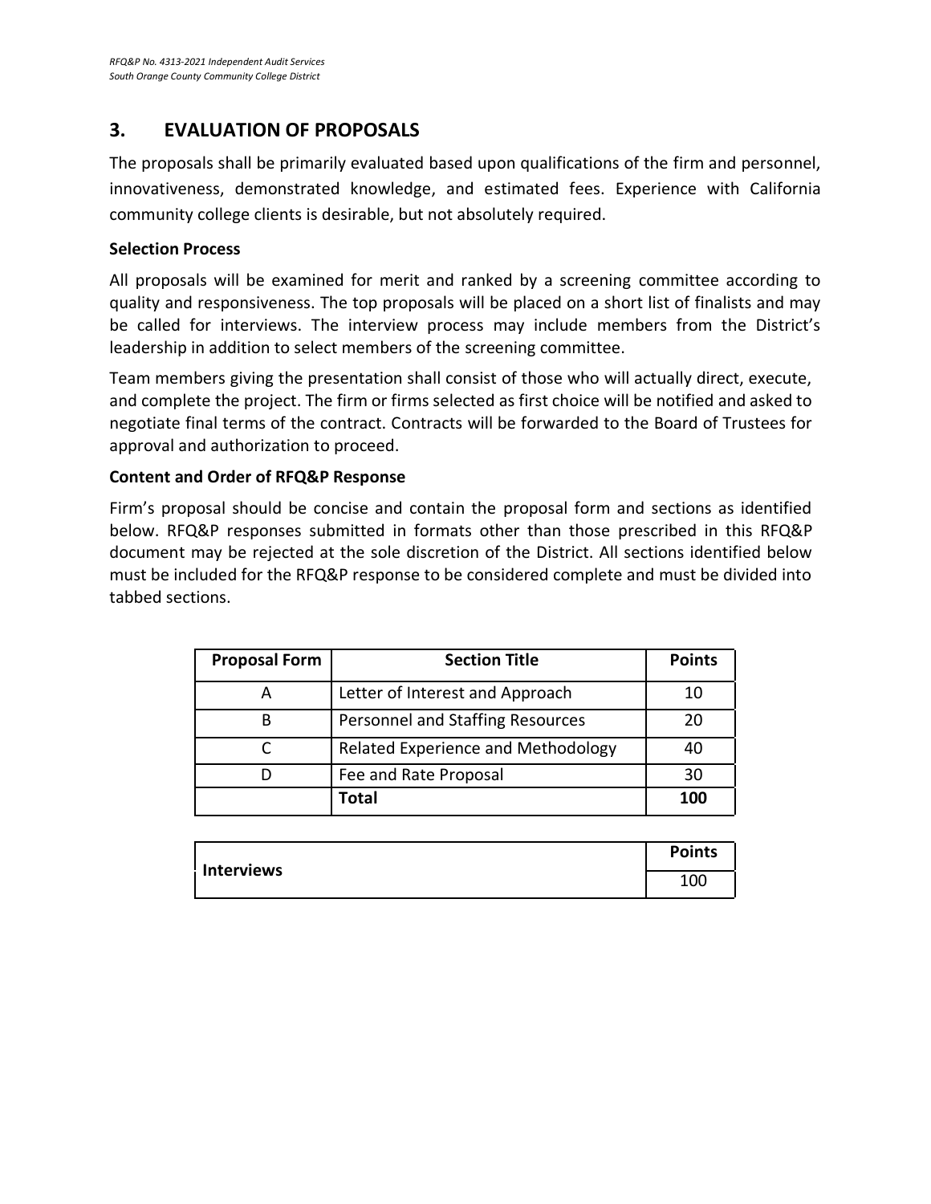## 3. EVALUATION OF PROPOSALS

The proposals shall be primarily evaluated based upon qualifications of the firm and personnel, innovativeness, demonstrated knowledge, and estimated fees. Experience with California community college clients is desirable, but not absolutely required.

**Selection Process**

All proposals will be examined for merit and ranked by a screening committee according to quality and responsiveness. The top proposals will be placed on a short list of finalists and may be called for interviews. The interview process may include members from the District's leadership in addition to select members of the screening committee.

Team members giving the presentation shall consist of those who will actually direct, execute, and complete the project. The firm or firms selected as first choice will be notified and asked to negotiate final terms of the contract. Contracts will be forwarded to the Board of Trustees for approval and authorization to proceed.

**Content and Order of RFQ&P Response**

Firm's proposal should be concise and contain the proposal form and sections as identified below. RFQ&P responses submitted in formats other than those prescribed in this RFQ&P document may be rejected at the sole discretion of the District. All sections identified below must be included for the RFQ&P response to be considered complete and must be divided into tabbed sections.

| Proposal Form | Section Title | Points |
|---|---|---|
| A | Letter of Interest and Approach | 10 |
| B | Personnel and Staffing Resources | 20 |
| C | Related Experience and Methodology | 40 |
| D | Fee and Rate Proposal | 30 |
| | **Total** | **100** |

| | Points |
|---|---|
| **Interviews** | 100 |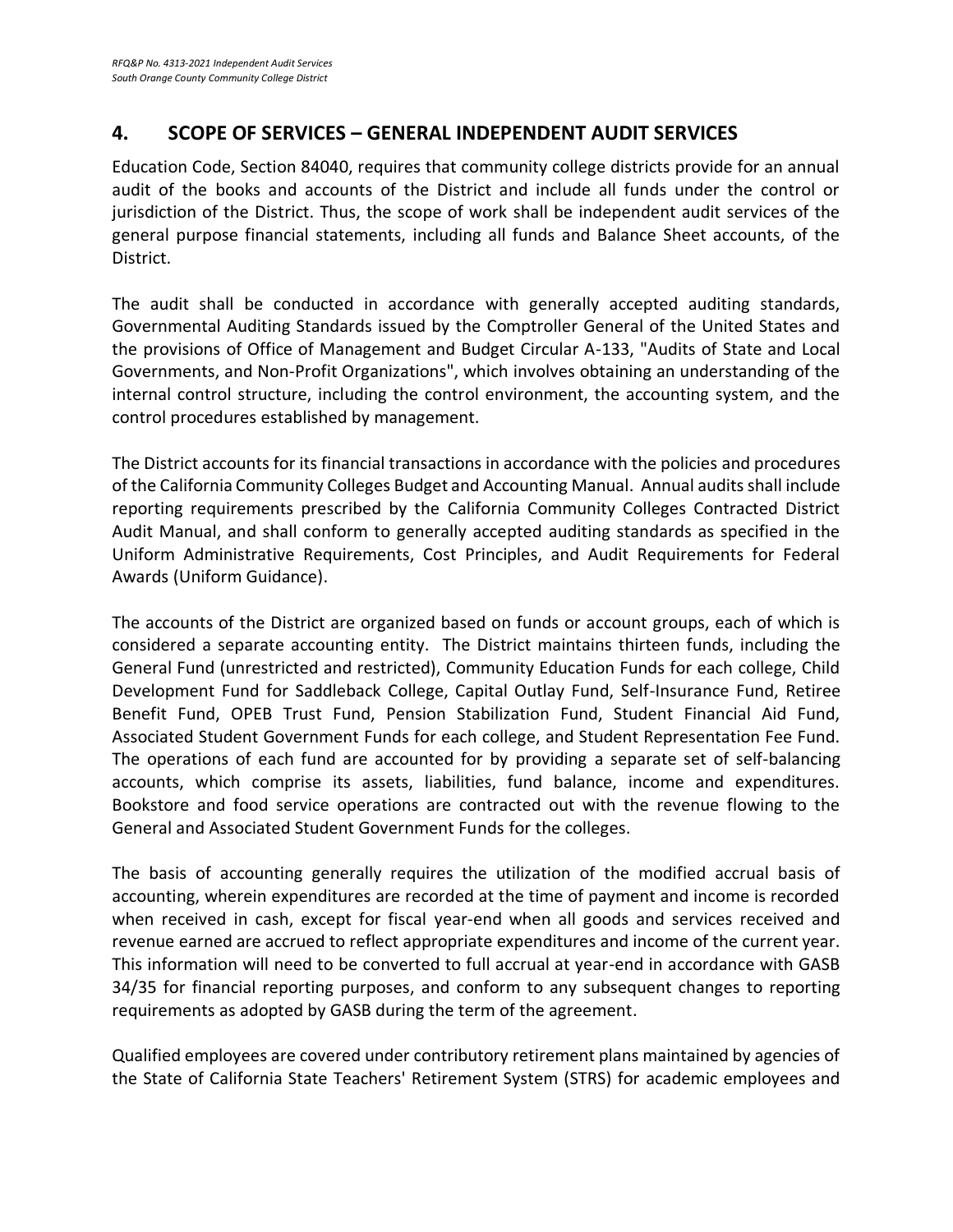## 4. SCOPE OF SERVICES – GENERAL INDEPENDENT AUDIT SERVICES

Education Code, Section 84040, requires that community college districts provide for an annual audit of the books and accounts of the District and include all funds under the control or jurisdiction of the District. Thus, the scope of work shall be independent audit services of the general purpose financial statements, including all funds and Balance Sheet accounts, of the District.

The audit shall be conducted in accordance with generally accepted auditing standards, Governmental Auditing Standards issued by the Comptroller General of the United States and the provisions of Office of Management and Budget Circular A-133, "Audits of State and Local Governments, and Non-Profit Organizations", which involves obtaining an understanding of the internal control structure, including the control environment, the accounting system, and the control procedures established by management.

The District accounts for its financial transactions in accordance with the policies and procedures of the California Community Colleges Budget and Accounting Manual. Annual audits shall include reporting requirements prescribed by the California Community Colleges Contracted District Audit Manual, and shall conform to generally accepted auditing standards as specified in the Uniform Administrative Requirements, Cost Principles, and Audit Requirements for Federal Awards (Uniform Guidance).

The accounts of the District are organized based on funds or account groups, each of which is considered a separate accounting entity. The District maintains thirteen funds, including the General Fund (unrestricted and restricted), Community Education Funds for each college, Child Development Fund for Saddleback College, Capital Outlay Fund, Self-Insurance Fund, Retiree Benefit Fund, OPEB Trust Fund, Pension Stabilization Fund, Student Financial Aid Fund, Associated Student Government Funds for each college, and Student Representation Fee Fund. The operations of each fund are accounted for by providing a separate set of self-balancing accounts, which comprise its assets, liabilities, fund balance, income and expenditures. Bookstore and food service operations are contracted out with the revenue flowing to the General and Associated Student Government Funds for the colleges.

The basis of accounting generally requires the utilization of the modified accrual basis of accounting, wherein expenditures are recorded at the time of payment and income is recorded when received in cash, except for fiscal year-end when all goods and services received and revenue earned are accrued to reflect appropriate expenditures and income of the current year. This information will need to be converted to full accrual at year-end in accordance with GASB 34/35 for financial reporting purposes, and conform to any subsequent changes to reporting requirements as adopted by GASB during the term of the agreement.

Qualified employees are covered under contributory retirement plans maintained by agencies of the State of California State Teachers' Retirement System (STRS) for academic employees and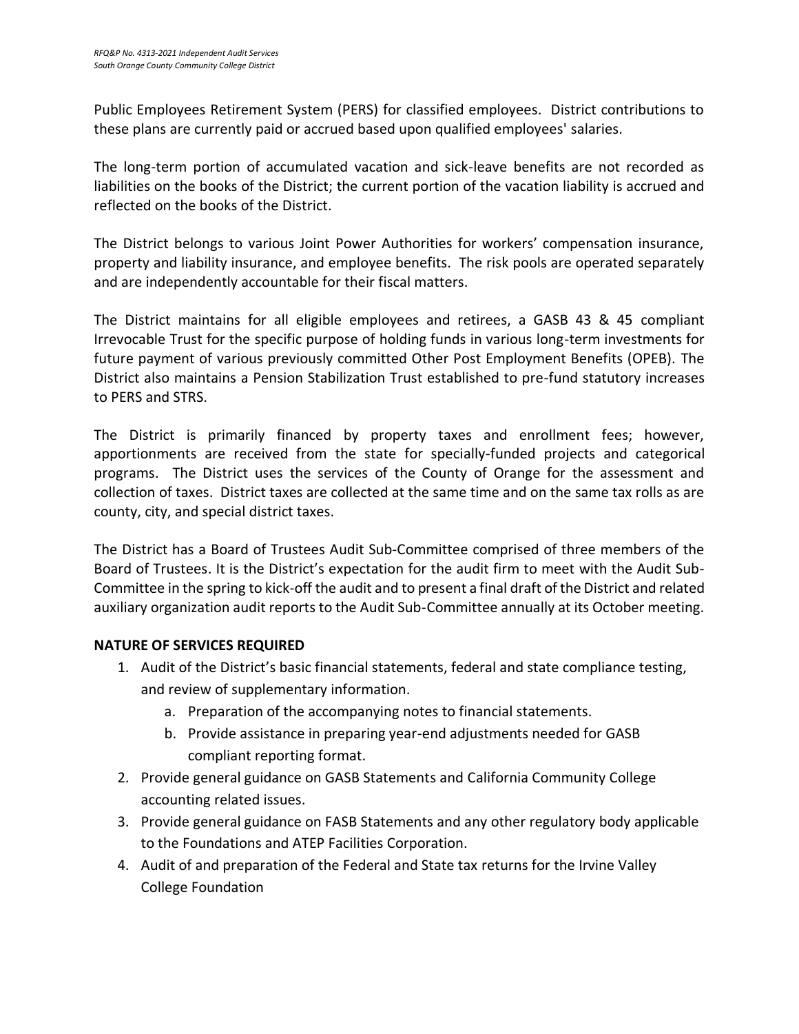Public Employees Retirement System (PERS) for classified employees. District contributions to these plans are currently paid or accrued based upon qualified employees' salaries.

The long-term portion of accumulated vacation and sick-leave benefits are not recorded as liabilities on the books of the District; the current portion of the vacation liability is accrued and reflected on the books of the District.

The District belongs to various Joint Power Authorities for workers' compensation insurance, property and liability insurance, and employee benefits. The risk pools are operated separately and are independently accountable for their fiscal matters.

The District maintains for all eligible employees and retirees, a GASB 43 & 45 compliant Irrevocable Trust for the specific purpose of holding funds in various long-term investments for future payment of various previously committed Other Post Employment Benefits (OPEB). The District also maintains a Pension Stabilization Trust established to pre-fund statutory increases to PERS and STRS.

The District is primarily financed by property taxes and enrollment fees; however, apportionments are received from the state for specially-funded projects and categorical programs. The District uses the services of the County of Orange for the assessment and collection of taxes. District taxes are collected at the same time and on the same tax rolls as are county, city, and special district taxes.

The District has a Board of Trustees Audit Sub-Committee comprised of three members of the Board of Trustees. It is the District's expectation for the audit firm to meet with the Audit Sub-Committee in the spring to kick-off the audit and to present a final draft of the District and related auxiliary organization audit reports to the Audit Sub-Committee annually at its October meeting.

**NATURE OF SERVICES REQUIRED**

1. Audit of the District's basic financial statements, federal and state compliance testing, and review of supplementary information.
   a. Preparation of the accompanying notes to financial statements.
   b. Provide assistance in preparing year-end adjustments needed for GASB compliant reporting format.
2. Provide general guidance on GASB Statements and California Community College accounting related issues.
3. Provide general guidance on FASB Statements and any other regulatory body applicable to the Foundations and ATEP Facilities Corporation.
4. Audit of and preparation of the Federal and State tax returns for the Irvine Valley College Foundation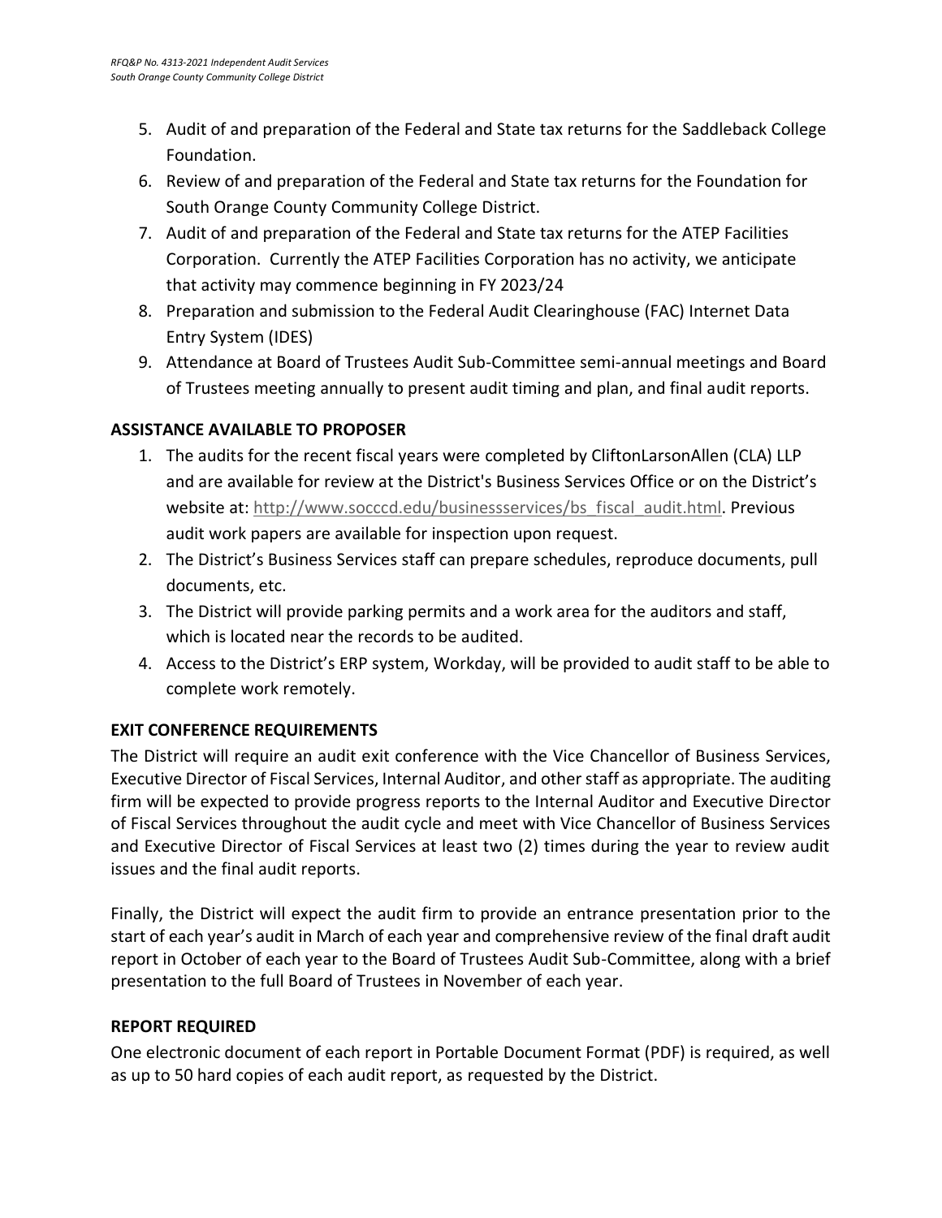5. Audit of and preparation of the Federal and State tax returns for the Saddleback College Foundation.
6. Review of and preparation of the Federal and State tax returns for the Foundation for South Orange County Community College District.
7. Audit of and preparation of the Federal and State tax returns for the ATEP Facilities Corporation. Currently the ATEP Facilities Corporation has no activity, we anticipate that activity may commence beginning in FY 2023/24
8. Preparation and submission to the Federal Audit Clearinghouse (FAC) Internet Data Entry System (IDES)
9. Attendance at Board of Trustees Audit Sub-Committee semi-annual meetings and Board of Trustees meeting annually to present audit timing and plan, and final audit reports.

**ASSISTANCE AVAILABLE TO PROPOSER**

1. The audits for the recent fiscal years were completed by CliftonLarsonAllen (CLA) LLP and are available for review at the District's Business Services Office or on the District's website at: http://www.socccd.edu/businessservices/bs_fiscal_audit.html. Previous audit work papers are available for inspection upon request.
2. The District's Business Services staff can prepare schedules, reproduce documents, pull documents, etc.
3. The District will provide parking permits and a work area for the auditors and staff, which is located near the records to be audited.
4. Access to the District's ERP system, Workday, will be provided to audit staff to be able to complete work remotely.

**EXIT CONFERENCE REQUIREMENTS**

The District will require an audit exit conference with the Vice Chancellor of Business Services, Executive Director of Fiscal Services, Internal Auditor, and other staff as appropriate. The auditing firm will be expected to provide progress reports to the Internal Auditor and Executive Director of Fiscal Services throughout the audit cycle and meet with Vice Chancellor of Business Services and Executive Director of Fiscal Services at least two (2) times during the year to review audit issues and the final audit reports.

Finally, the District will expect the audit firm to provide an entrance presentation prior to the start of each year's audit in March of each year and comprehensive review of the final draft audit report in October of each year to the Board of Trustees Audit Sub-Committee, along with a brief presentation to the full Board of Trustees in November of each year.

**REPORT REQUIRED**

One electronic document of each report in Portable Document Format (PDF) is required, as well as up to 50 hard copies of each audit report, as requested by the District.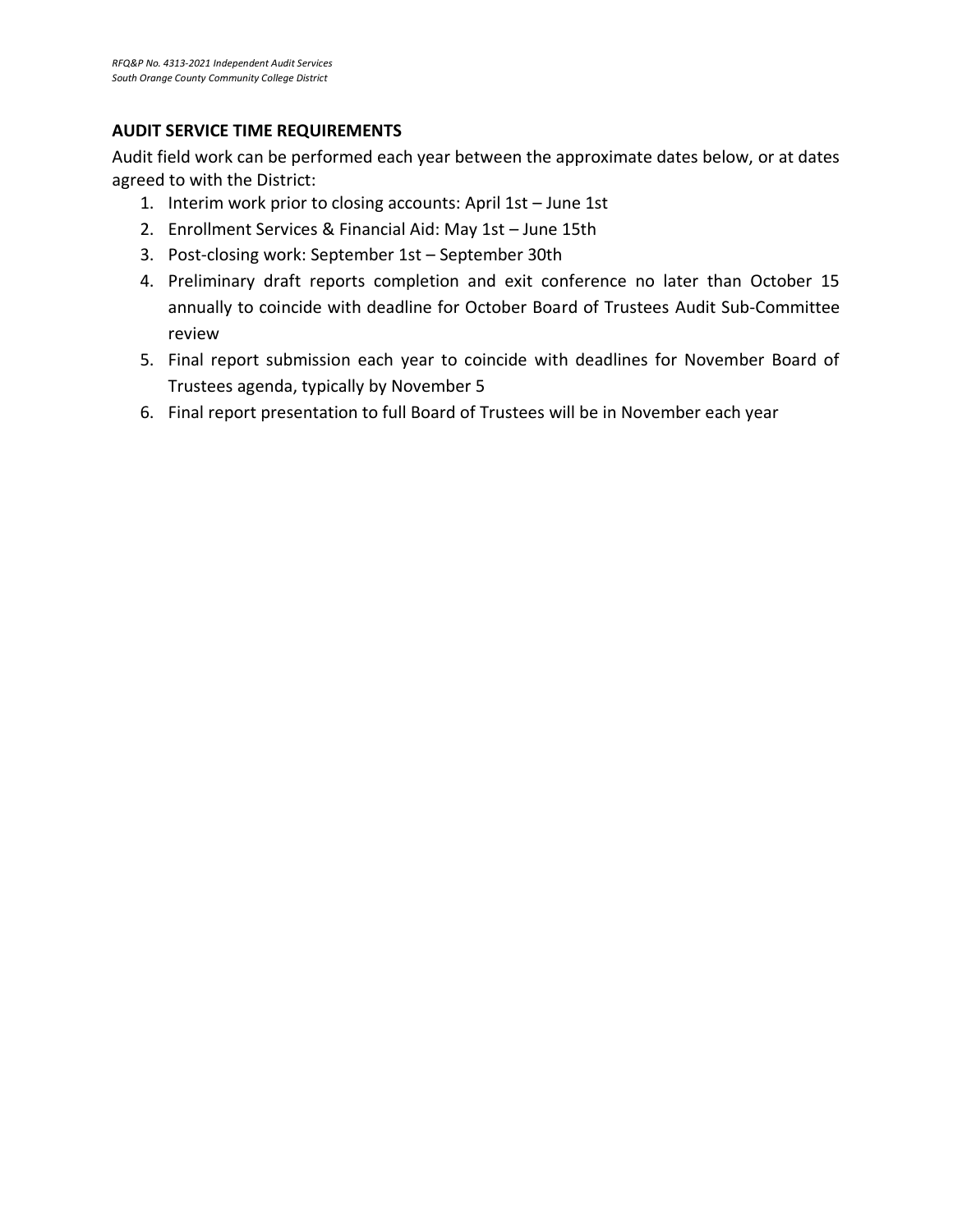## AUDIT SERVICE TIME REQUIREMENTS

Audit field work can be performed each year between the approximate dates below, or at dates agreed to with the District:

1. Interim work prior to closing accounts: April 1st – June 1st
2. Enrollment Services & Financial Aid: May 1st – June 15th
3. Post-closing work: September 1st – September 30th
4. Preliminary draft reports completion and exit conference no later than October 15 annually to coincide with deadline for October Board of Trustees Audit Sub-Committee review
5. Final report submission each year to coincide with deadlines for November Board of Trustees agenda, typically by November 5
6. Final report presentation to full Board of Trustees will be in November each year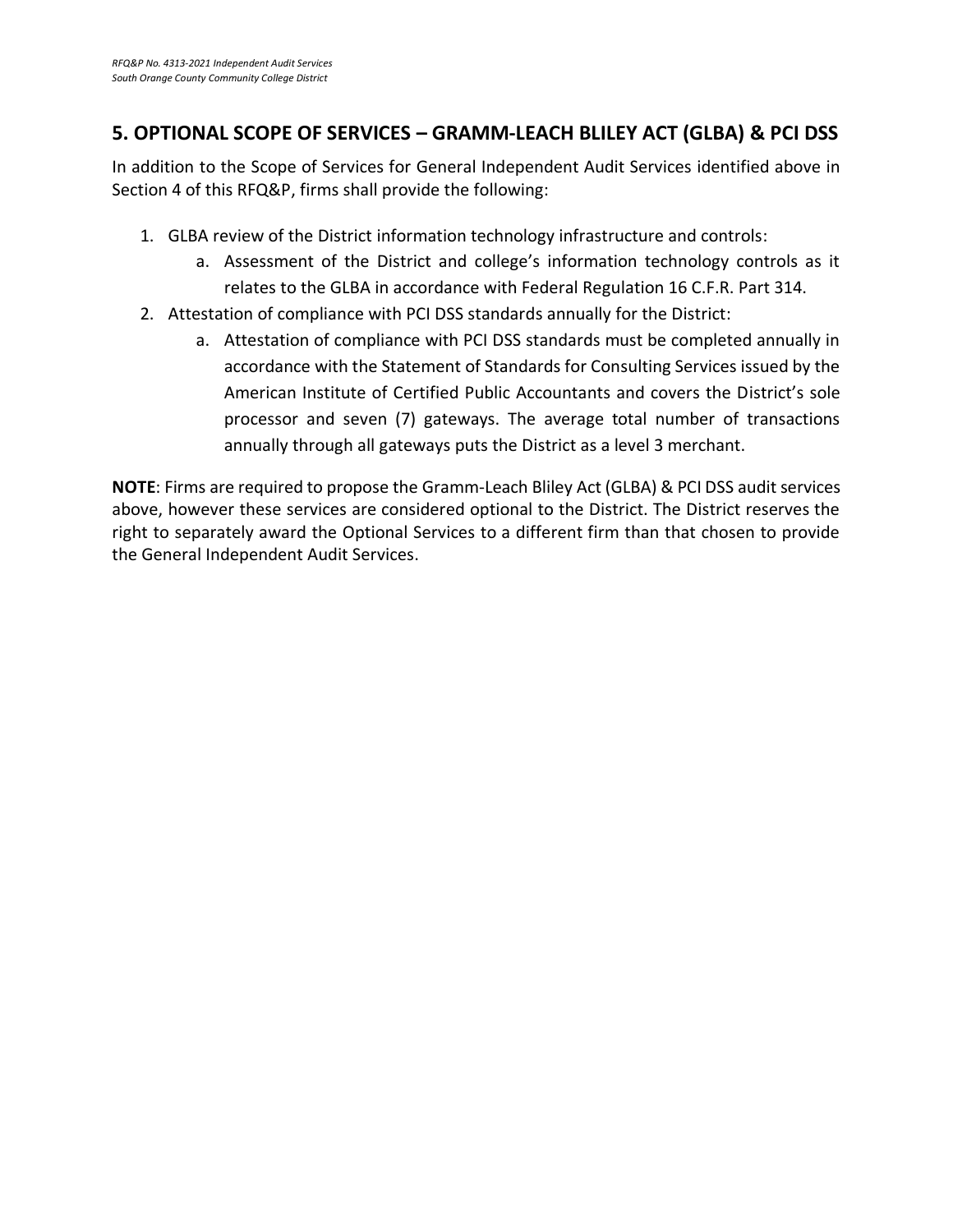## 5. OPTIONAL SCOPE OF SERVICES – GRAMM-LEACH BLILEY ACT (GLBA) & PCI DSS

In addition to the Scope of Services for General Independent Audit Services identified above in Section 4 of this RFQ&P, firms shall provide the following:

1. GLBA review of the District information technology infrastructure and controls:
    a. Assessment of the District and college's information technology controls as it relates to the GLBA in accordance with Federal Regulation 16 C.F.R. Part 314.
2. Attestation of compliance with PCI DSS standards annually for the District:
    a. Attestation of compliance with PCI DSS standards must be completed annually in accordance with the Statement of Standards for Consulting Services issued by the American Institute of Certified Public Accountants and covers the District's sole processor and seven (7) gateways. The average total number of transactions annually through all gateways puts the District as a level 3 merchant.

**NOTE**: Firms are required to propose the Gramm-Leach Bliley Act (GLBA) & PCI DSS audit services above, however these services are considered optional to the District. The District reserves the right to separately award the Optional Services to a different firm than that chosen to provide the General Independent Audit Services.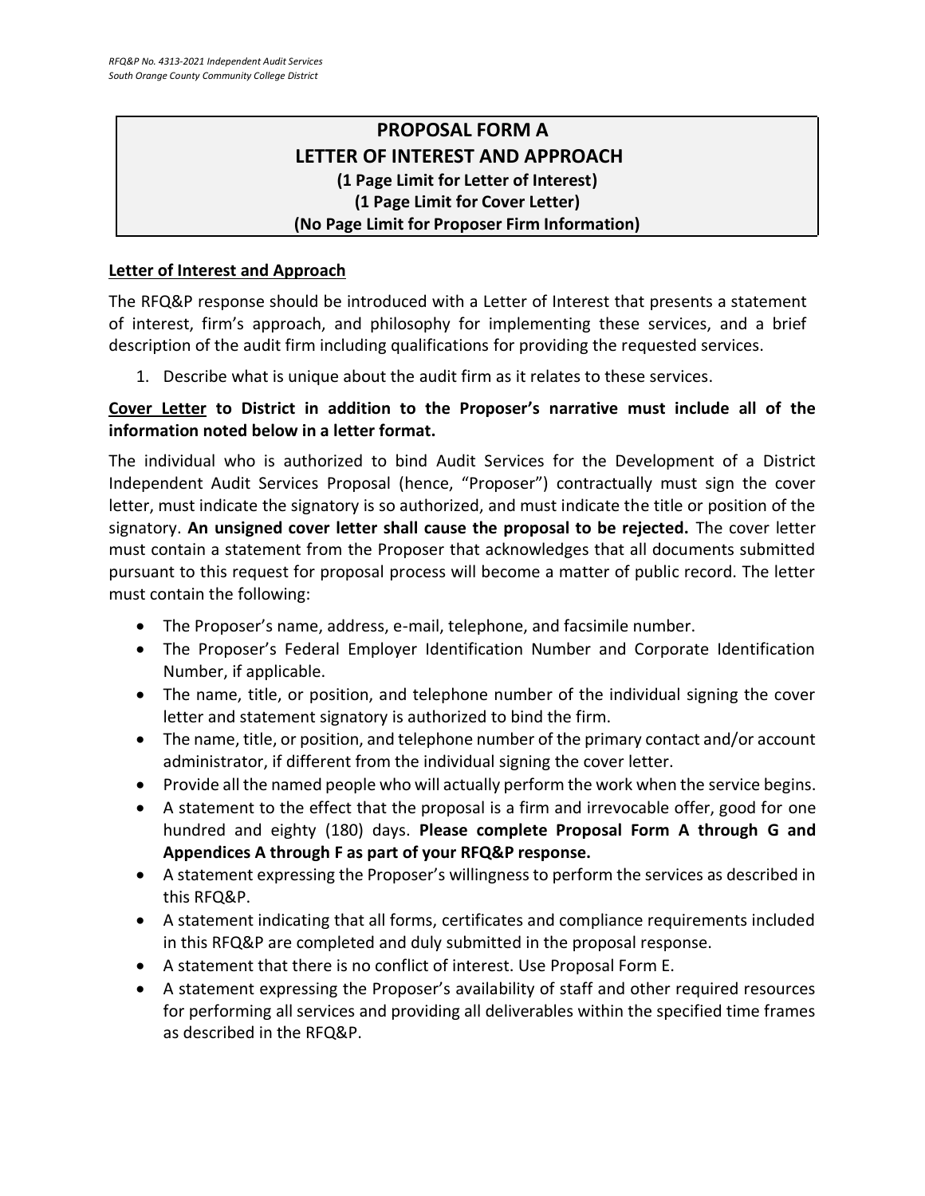# PROPOSAL FORM A
# LETTER OF INTEREST AND APPROACH
**(1 Page Limit for Letter of Interest)**
**(1 Page Limit for Cover Letter)**
**(No Page Limit for Proposer Firm Information)**

**Letter of Interest and Approach**

The RFQ&P response should be introduced with a Letter of Interest that presents a statement of interest, firm's approach, and philosophy for implementing these services, and a brief description of the audit firm including qualifications for providing the requested services.

1. Describe what is unique about the audit firm as it relates to these services.

**Cover Letter to District in addition to the Proposer's narrative must include all of the information noted below in a letter format.**

The individual who is authorized to bind Audit Services for the Development of a District Independent Audit Services Proposal (hence, "Proposer") contractually must sign the cover letter, must indicate the signatory is so authorized, and must indicate the title or position of the signatory. **An unsigned cover letter shall cause the proposal to be rejected.** The cover letter must contain a statement from the Proposer that acknowledges that all documents submitted pursuant to this request for proposal process will become a matter of public record. The letter must contain the following:

- The Proposer's name, address, e-mail, telephone, and facsimile number.
- The Proposer's Federal Employer Identification Number and Corporate Identification Number, if applicable.
- The name, title, or position, and telephone number of the individual signing the cover letter and statement signatory is authorized to bind the firm.
- The name, title, or position, and telephone number of the primary contact and/or account administrator, if different from the individual signing the cover letter.
- Provide all the named people who will actually perform the work when the service begins.
- A statement to the effect that the proposal is a firm and irrevocable offer, good for one hundred and eighty (180) days. **Please complete Proposal Form A through G and Appendices A through F as part of your RFQ&P response.**
- A statement expressing the Proposer's willingness to perform the services as described in this RFQ&P.
- A statement indicating that all forms, certificates and compliance requirements included in this RFQ&P are completed and duly submitted in the proposal response.
- A statement that there is no conflict of interest. Use Proposal Form E.
- A statement expressing the Proposer's availability of staff and other required resources for performing all services and providing all deliverables within the specified time frames as described in the RFQ&P.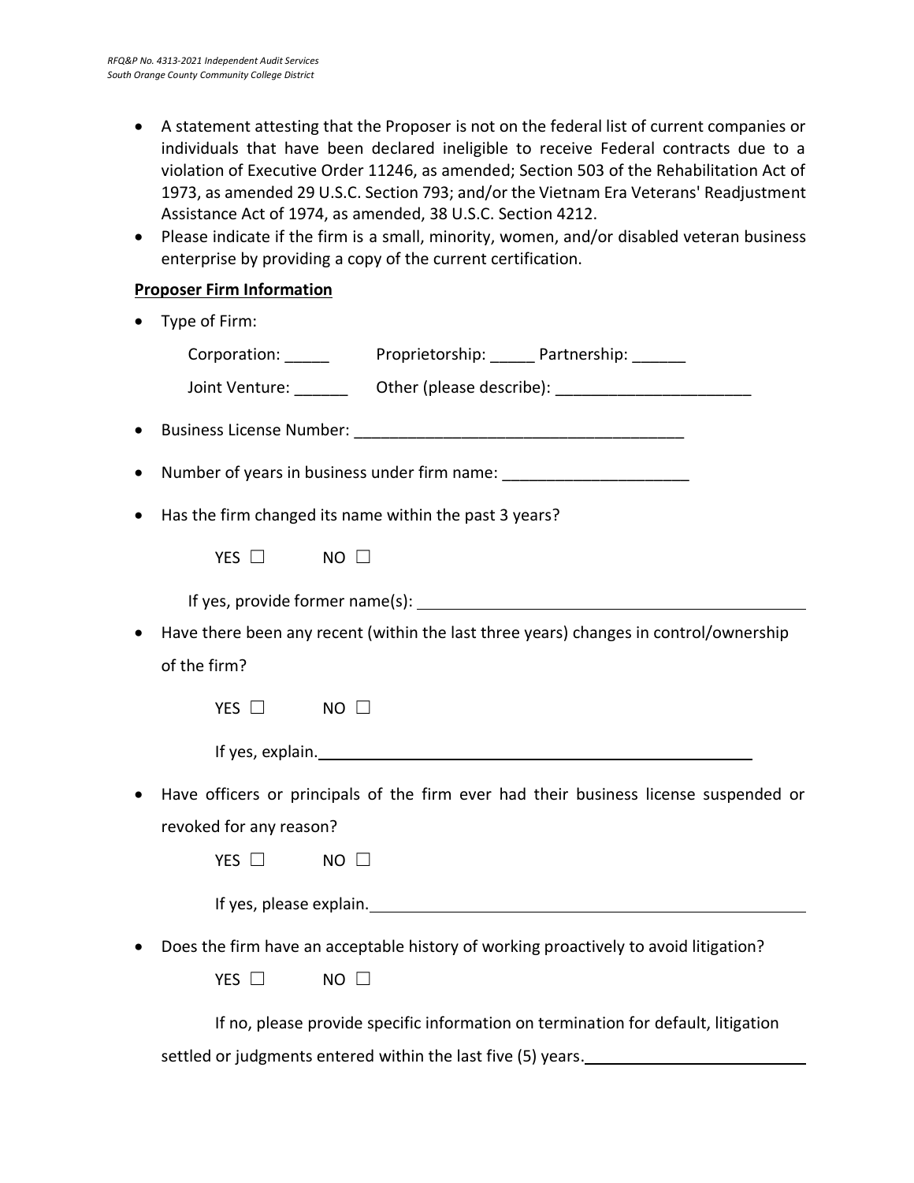- A statement attesting that the Proposer is not on the federal list of current companies or individuals that have been declared ineligible to receive Federal contracts due to a violation of Executive Order 11246, as amended; Section 503 of the Rehabilitation Act of 1973, as amended 29 U.S.C. Section 793; and/or the Vietnam Era Veterans' Readjustment Assistance Act of 1974, as amended, 38 U.S.C. Section 4212.
- Please indicate if the firm is a small, minority, women, and/or disabled veteran business enterprise by providing a copy of the current certification.

**Proposer Firm Information**

- Type of Firm:

  Corporation: _____ Proprietorship: _____ Partnership: ______

  Joint Venture: ______ Other (please describe): ______________________

- Business License Number: ______________________________________

- Number of years in business under firm name: _____________________

- Has the firm changed its name within the past 3 years?

  YES ☐ NO ☐

  If yes, provide former name(s): ____________________________________________

- Have there been any recent (within the last three years) changes in control/ownership of the firm?

  YES ☐ NO ☐

  If yes, explain.____________________________________________________

- Have officers or principals of the firm ever had their business license suspended or revoked for any reason?

  YES ☐ NO ☐

  If yes, please explain.____________________________________________________

- Does the firm have an acceptable history of working proactively to avoid litigation?

  YES ☐ NO ☐

  If no, please provide specific information on termination for default, litigation settled or judgments entered within the last five (5) years.__________________________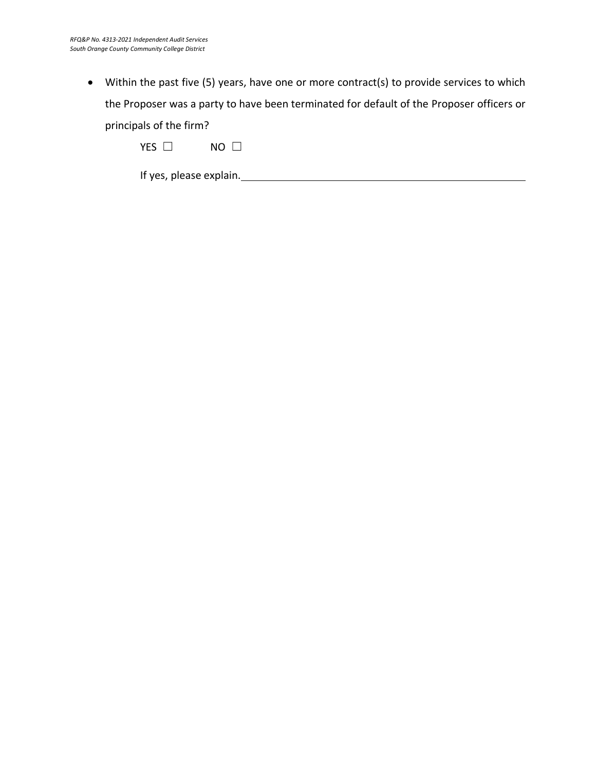- Within the past five (5) years, have one or more contract(s) to provide services to which the Proposer was a party to have been terminated for default of the Proposer officers or principals of the firm?

  YES ☐ NO ☐

  If yes, please explain.\_\_\_\_\_\_\_\_\_\_\_\_\_\_\_\_\_\_\_\_\_\_\_\_\_\_\_\_\_\_\_\_\_\_\_\_\_\_\_\_\_\_\_\_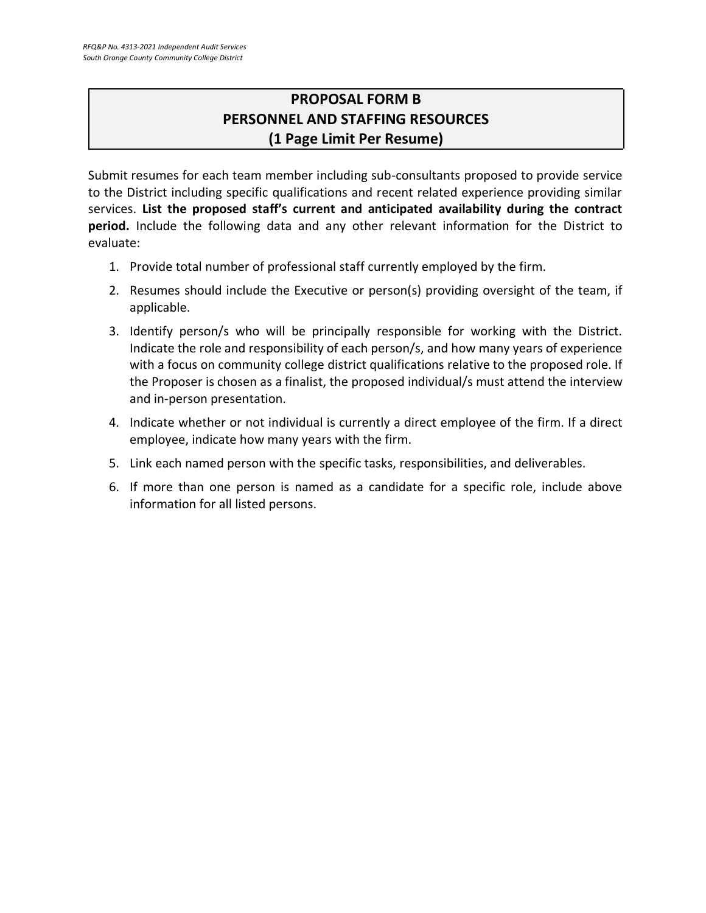# PROPOSAL FORM B
# PERSONNEL AND STAFFING RESOURCES
# (1 Page Limit Per Resume)

Submit resumes for each team member including sub-consultants proposed to provide service to the District including specific qualifications and recent related experience providing similar services. **List the proposed staff's current and anticipated availability during the contract period.** Include the following data and any other relevant information for the District to evaluate:

1. Provide total number of professional staff currently employed by the firm.
2. Resumes should include the Executive or person(s) providing oversight of the team, if applicable.
3. Identify person/s who will be principally responsible for working with the District. Indicate the role and responsibility of each person/s, and how many years of experience with a focus on community college district qualifications relative to the proposed role. If the Proposer is chosen as a finalist, the proposed individual/s must attend the interview and in-person presentation.
4. Indicate whether or not individual is currently a direct employee of the firm. If a direct employee, indicate how many years with the firm.
5. Link each named person with the specific tasks, responsibilities, and deliverables.
6. If more than one person is named as a candidate for a specific role, include above information for all listed persons.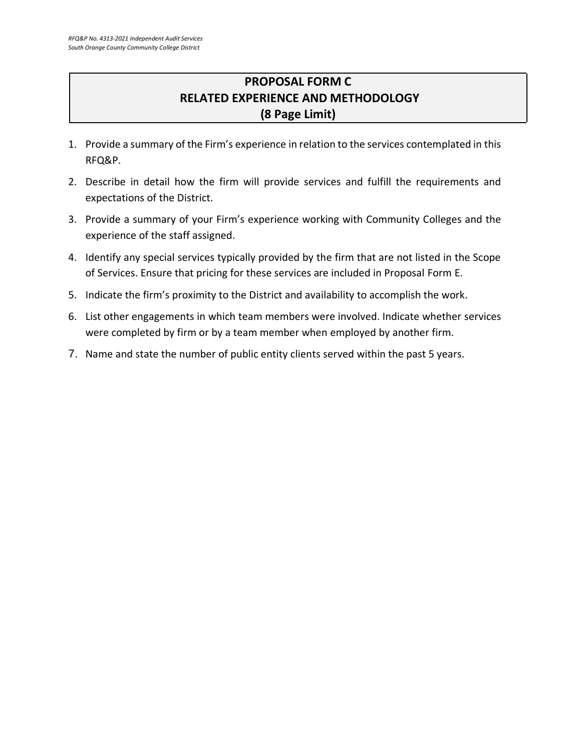# PROPOSAL FORM C
# RELATED EXPERIENCE AND METHODOLOGY
# (8 Page Limit)

1. Provide a summary of the Firm's experience in relation to the services contemplated in this RFQ&P.
2. Describe in detail how the firm will provide services and fulfill the requirements and expectations of the District.
3. Provide a summary of your Firm's experience working with Community Colleges and the experience of the staff assigned.
4. Identify any special services typically provided by the firm that are not listed in the Scope of Services. Ensure that pricing for these services are included in Proposal Form E.
5. Indicate the firm's proximity to the District and availability to accomplish the work.
6. List other engagements in which team members were involved. Indicate whether services were completed by firm or by a team member when employed by another firm.
7. Name and state the number of public entity clients served within the past 5 years.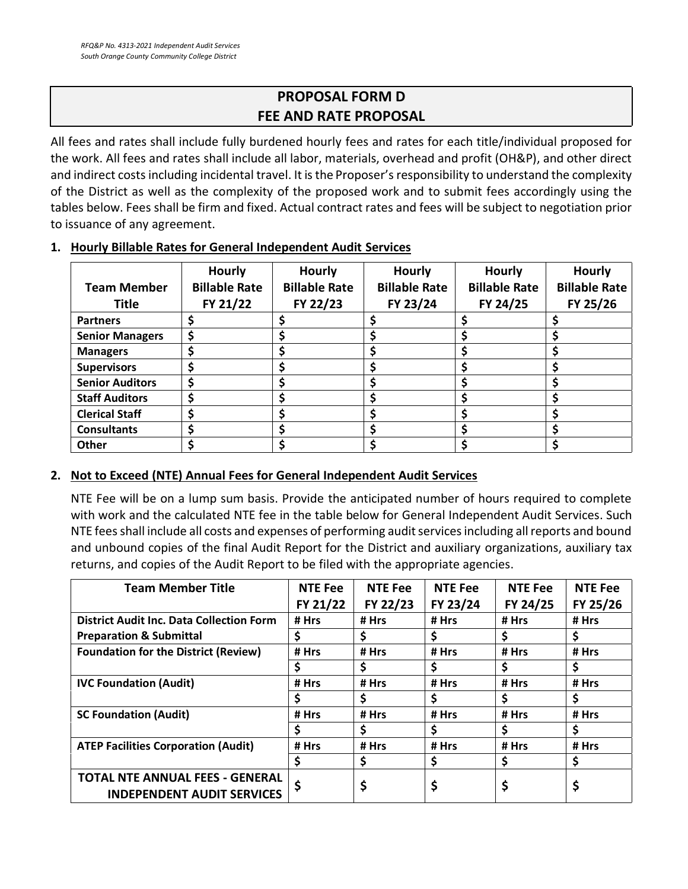## PROPOSAL FORM D
## FEE AND RATE PROPOSAL

All fees and rates shall include fully burdened hourly fees and rates for each title/individual proposed for the work. All fees and rates shall include all labor, materials, overhead and profit (OH&P), and other direct and indirect costs including incidental travel. It is the Proposer's responsibility to understand the complexity of the District as well as the complexity of the proposed work and to submit fees accordingly using the tables below. Fees shall be firm and fixed. Actual contract rates and fees will be subject to negotiation prior to issuance of any agreement.

1. **Hourly Billable Rates for General Independent Audit Services**

| Team Member Title | Hourly Billable Rate FY 21/22 | Hourly Billable Rate FY 22/23 | Hourly Billable Rate FY 23/24 | Hourly Billable Rate FY 24/25 | Hourly Billable Rate FY 25/26 |
|---|---|---|---|---|---|
| **Partners** | $ | $ | $ | $ | $ |
| **Senior Managers** | $ | $ | $ | $ | $ |
| **Managers** | $ | $ | $ | $ | $ |
| **Supervisors** | $ | $ | $ | $ | $ |
| **Senior Auditors** | $ | $ | $ | $ | $ |
| **Staff Auditors** | $ | $ | $ | $ | $ |
| **Clerical Staff** | $ | $ | $ | $ | $ |
| **Consultants** | $ | $ | $ | $ | $ |
| **Other** | $ | $ | $ | $ | $ |

2. **Not to Exceed (NTE) Annual Fees for General Independent Audit Services**

   NTE Fee will be on a lump sum basis. Provide the anticipated number of hours required to complete with work and the calculated NTE fee in the table below for General Independent Audit Services. Such NTE fees shall include all costs and expenses of performing audit services including all reports and bound and unbound copies of the final Audit Report for the District and auxiliary organizations, auxiliary tax returns, and copies of the Audit Report to be filed with the appropriate agencies.

| Team Member Title | NTE Fee FY 21/22 | NTE Fee FY 22/23 | NTE Fee FY 23/24 | NTE Fee FY 24/25 | NTE Fee FY 25/26 |
|---|---|---|---|---|---|
| **District Audit Inc. Data Collection Form** | # Hrs | # Hrs | # Hrs | # Hrs | # Hrs |
| **Preparation & Submittal** | $ | $ | $ | $ | $ |
| **Foundation for the District (Review)** | # Hrs | # Hrs | # Hrs | # Hrs | # Hrs |
| | $ | $ | $ | $ | $ |
| **IVC Foundation (Audit)** | # Hrs | # Hrs | # Hrs | # Hrs | # Hrs |
| | $ | $ | $ | $ | $ |
| **SC Foundation (Audit)** | # Hrs | # Hrs | # Hrs | # Hrs | # Hrs |
| | $ | $ | $ | $ | $ |
| **ATEP Facilities Corporation (Audit)** | # Hrs | # Hrs | # Hrs | # Hrs | # Hrs |
| | $ | $ | $ | $ | $ |
| **TOTAL NTE ANNUAL FEES - GENERAL INDEPENDENT AUDIT SERVICES** | $ | $ | $ | $ | $ |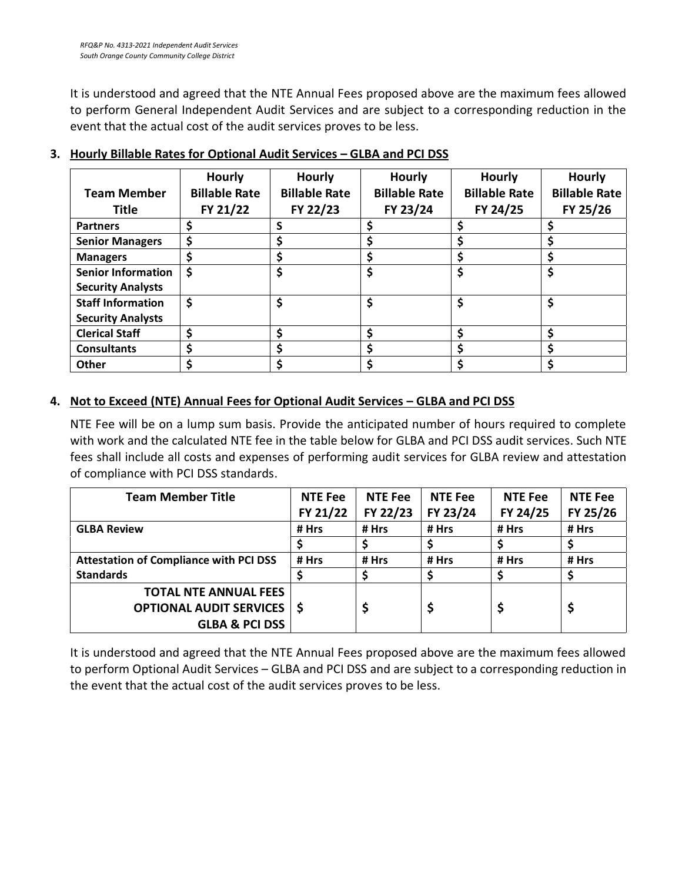It is understood and agreed that the NTE Annual Fees proposed above are the maximum fees allowed to perform General Independent Audit Services and are subject to a corresponding reduction in the event that the actual cost of the audit services proves to be less.

3. **Hourly Billable Rates for Optional Audit Services – GLBA and PCI DSS**

| Team Member Title | Hourly Billable Rate FY 21/22 | Hourly Billable Rate FY 22/23 | Hourly Billable Rate FY 23/24 | Hourly Billable Rate FY 24/25 | Hourly Billable Rate FY 25/26 |
|---|---|---|---|---|---|
| **Partners** | $ | $ | $ | $ | $ |
| **Senior Managers** | $ | $ | $ | $ | $ |
| **Managers** | $ | $ | $ | $ | $ |
| **Senior Information Security Analysts** | $ | $ | $ | $ | $ |
| **Staff Information Security Analysts** | $ | $ | $ | $ | $ |
| **Clerical Staff** | $ | $ | $ | $ | $ |
| **Consultants** | $ | $ | $ | $ | $ |
| **Other** | $ | $ | $ | $ | $ |

4. **Not to Exceed (NTE) Annual Fees for Optional Audit Services – GLBA and PCI DSS**

NTE Fee will be on a lump sum basis. Provide the anticipated number of hours required to complete with work and the calculated NTE fee in the table below for GLBA and PCI DSS audit services. Such NTE fees shall include all costs and expenses of performing audit services for GLBA review and attestation of compliance with PCI DSS standards.

| Team Member Title | NTE Fee FY 21/22 | NTE Fee FY 22/23 | NTE Fee FY 23/24 | NTE Fee FY 24/25 | NTE Fee FY 25/26 |
|---|---|---|---|---|---|
| **GLBA Review** | **# Hrs** | **# Hrs** | **# Hrs** | **# Hrs** | **# Hrs** |
| | $ | $ | $ | $ | $ |
| **Attestation of Compliance with PCI DSS Standards** | **# Hrs** | **# Hrs** | **# Hrs** | **# Hrs** | **# Hrs** |
| | $ | $ | $ | $ | $ |
| **TOTAL NTE ANNUAL FEES OPTIONAL AUDIT SERVICES GLBA & PCI DSS** | $ | $ | $ | $ | $ |

It is understood and agreed that the NTE Annual Fees proposed above are the maximum fees allowed to perform Optional Audit Services – GLBA and PCI DSS and are subject to a corresponding reduction in the event that the actual cost of the audit services proves to be less.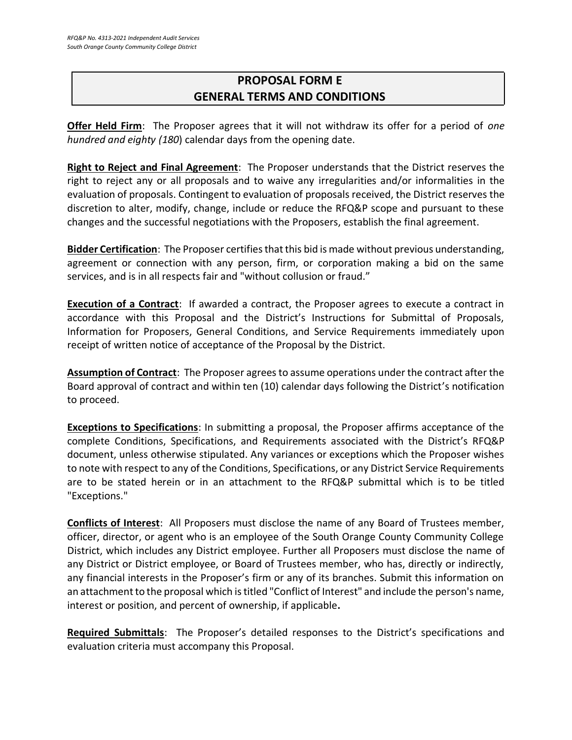# PROPOSAL FORM E
# GENERAL TERMS AND CONDITIONS

**Offer Held Firm**: The Proposer agrees that it will not withdraw its offer for a period of *one hundred and eighty (180*) calendar days from the opening date.

**Right to Reject and Final Agreement**: The Proposer understands that the District reserves the right to reject any or all proposals and to waive any irregularities and/or informalities in the evaluation of proposals. Contingent to evaluation of proposals received, the District reserves the discretion to alter, modify, change, include or reduce the RFQ&P scope and pursuant to these changes and the successful negotiations with the Proposers, establish the final agreement.

**Bidder Certification**: The Proposer certifies that this bid is made without previous understanding, agreement or connection with any person, firm, or corporation making a bid on the same services, and is in all respects fair and "without collusion or fraud."

**Execution of a Contract**: If awarded a contract, the Proposer agrees to execute a contract in accordance with this Proposal and the District's Instructions for Submittal of Proposals, Information for Proposers, General Conditions, and Service Requirements immediately upon receipt of written notice of acceptance of the Proposal by the District.

**Assumption of Contract**: The Proposer agrees to assume operations under the contract after the Board approval of contract and within ten (10) calendar days following the District's notification to proceed.

**Exceptions to Specifications**: In submitting a proposal, the Proposer affirms acceptance of the complete Conditions, Specifications, and Requirements associated with the District's RFQ&P document, unless otherwise stipulated. Any variances or exceptions which the Proposer wishes to note with respect to any of the Conditions, Specifications, or any District Service Requirements are to be stated herein or in an attachment to the RFQ&P submittal which is to be titled "Exceptions."

**Conflicts of Interest**: All Proposers must disclose the name of any Board of Trustees member, officer, director, or agent who is an employee of the South Orange County Community College District, which includes any District employee. Further all Proposers must disclose the name of any District or District employee, or Board of Trustees member, who has, directly or indirectly, any financial interests in the Proposer's firm or any of its branches. Submit this information on an attachment to the proposal which is titled "Conflict of Interest" and include the person's name, interest or position, and percent of ownership, if applicable**.**

**Required Submittals**: The Proposer's detailed responses to the District's specifications and evaluation criteria must accompany this Proposal.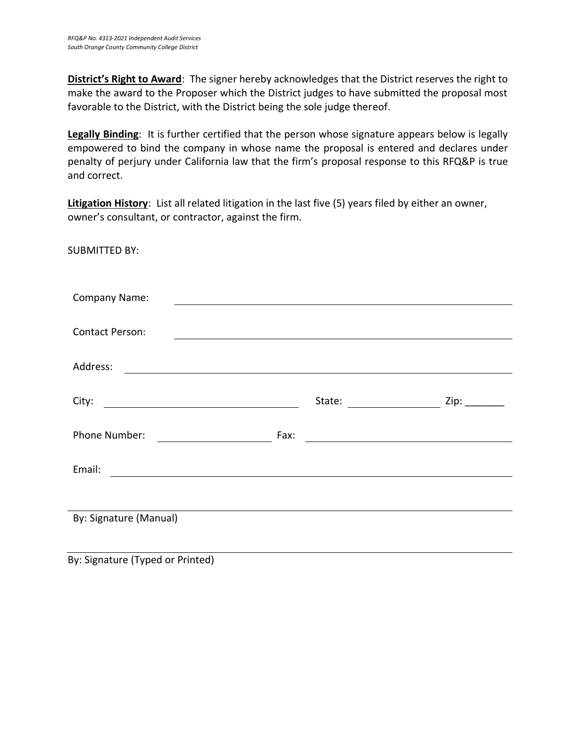**District's Right to Award**: The signer hereby acknowledges that the District reserves the right to make the award to the Proposer which the District judges to have submitted the proposal most favorable to the District, with the District being the sole judge thereof.

**Legally Binding**: It is further certified that the person whose signature appears below is legally empowered to bind the company in whose name the proposal is entered and declares under penalty of perjury under California law that the firm's proposal response to this RFQ&P is true and correct.

**Litigation History**: List all related litigation in the last five (5) years filed by either an owner, owner's consultant, or contractor, against the firm.

SUBMITTED BY:

Company Name: ______________________________________________

Contact Person: ______________________________________________

Address: ______________________________________________

City: ______________________ State: ____________ Zip: _______

Phone Number: ______________ Fax: ______________________

Email: ______________________________________________

______________________________________________
By: Signature (Manual)

______________________________________________
By: Signature (Typed or Printed)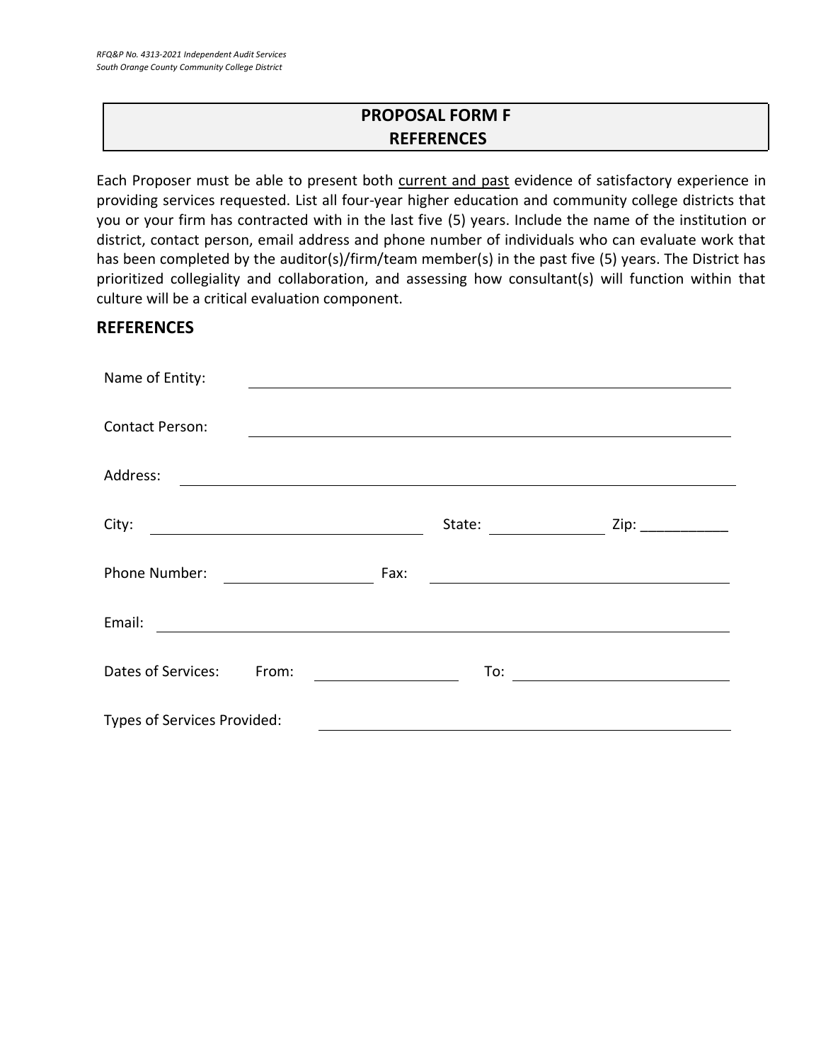## PROPOSAL FORM F
## REFERENCES

Each Proposer must be able to present both current and past evidence of satisfactory experience in providing services requested. List all four-year higher education and community college districts that you or your firm has contracted with in the last five (5) years. Include the name of the institution or district, contact person, email address and phone number of individuals who can evaluate work that has been completed by the auditor(s)/firm/team member(s) in the past five (5) years. The District has prioritized collegiality and collaboration, and assessing how consultant(s) will function within that culture will be a critical evaluation component.

### REFERENCES

Name of Entity: ____________________________________________

Contact Person: ____________________________________________

Address: ____________________________________________

City: ______________________ State: ____________ Zip: ___________

Phone Number: ______________ Fax: ______________________

Email: ____________________________________________

Dates of Services: From: ______________ To: ______________________

Types of Services Provided: ____________________________________________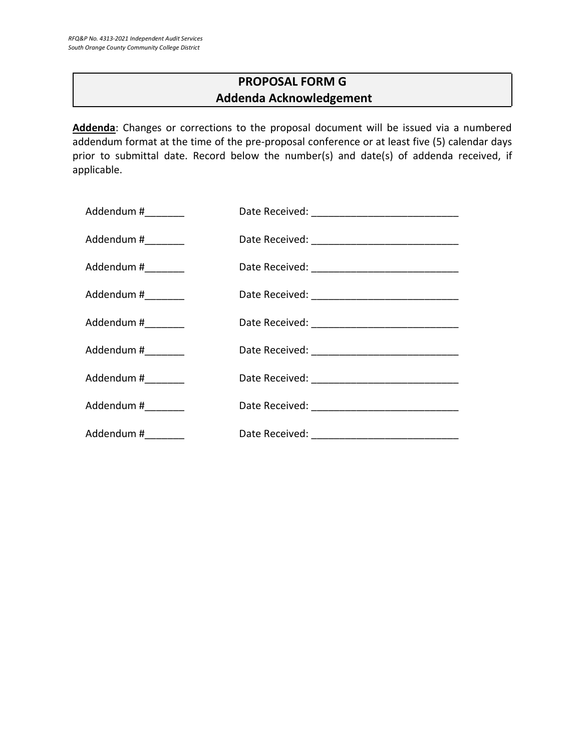## PROPOSAL FORM G
## Addenda Acknowledgement

**Addenda**: Changes or corrections to the proposal document will be issued via a numbered addendum format at the time of the pre-proposal conference or at least five (5) calendar days prior to submittal date. Record below the number(s) and date(s) of addenda received, if applicable.

Addendum #_______ Date Received: ___________________________

Addendum #_______ Date Received: ___________________________

Addendum #_______ Date Received: ___________________________

Addendum #_______ Date Received: ___________________________

Addendum #_______ Date Received: ___________________________

Addendum #_______ Date Received: ___________________________

Addendum #_______ Date Received: ___________________________

Addendum #_______ Date Received: ___________________________

Addendum #_______ Date Received: ___________________________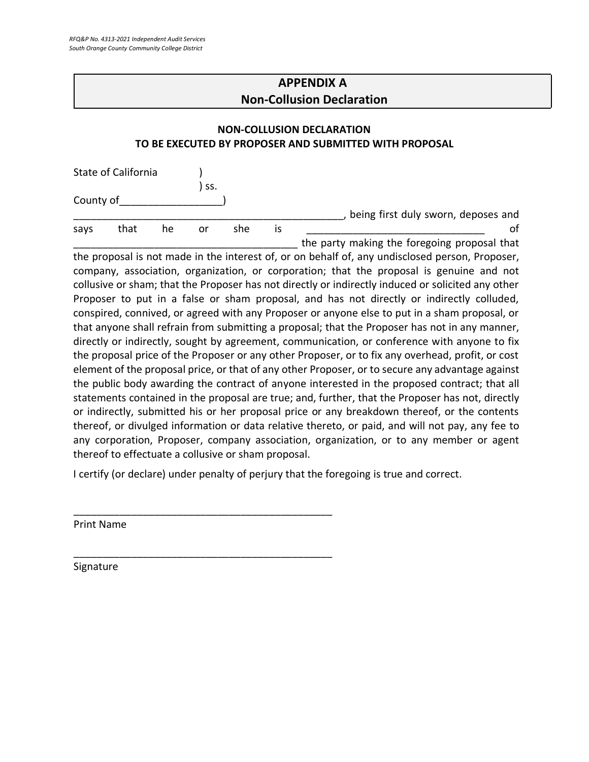# APPENDIX A
# Non-Collusion Declaration

**NON-COLLUSION DECLARATION**
**TO BE EXECUTED BY PROPOSER AND SUBMITTED WITH PROPOSAL**

State of California )
) ss.
County of_________________)

_______________________________________________, being first duly sworn, deposes and says that he or she is ______________________________ of _______________________________________ the party making the foregoing proposal that the proposal is not made in the interest of, or on behalf of, any undisclosed person, Proposer, company, association, organization, or corporation; that the proposal is genuine and not collusive or sham; that the Proposer has not directly or indirectly induced or solicited any other Proposer to put in a false or sham proposal, and has not directly or indirectly colluded, conspired, connived, or agreed with any Proposer or anyone else to put in a sham proposal, or that anyone shall refrain from submitting a proposal; that the Proposer has not in any manner, directly or indirectly, sought by agreement, communication, or conference with anyone to fix the proposal price of the Proposer or any other Proposer, or to fix any overhead, profit, or cost element of the proposal price, or that of any other Proposer, or to secure any advantage against the public body awarding the contract of anyone interested in the proposed contract; that all statements contained in the proposal are true; and, further, that the Proposer has not, directly or indirectly, submitted his or her proposal price or any breakdown thereof, or the contents thereof, or divulged information or data relative thereto, or paid, and will not pay, any fee to any corporation, Proposer, company association, organization, or to any member or agent thereof to effectuate a collusive or sham proposal.

I certify (or declare) under penalty of perjury that the foregoing is true and correct.

_______________________________________________
Print Name

_______________________________________________
Signature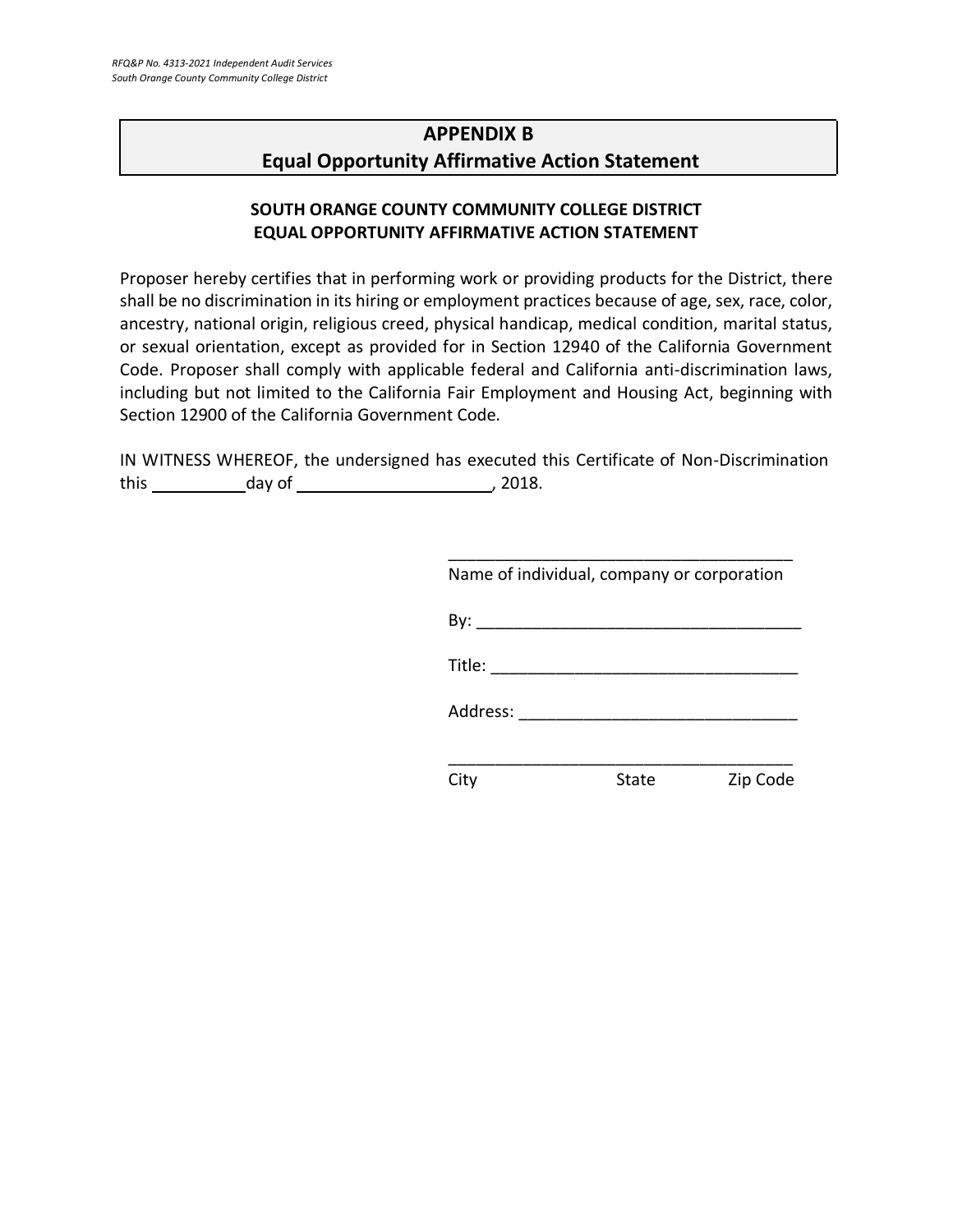## APPENDIX B
## Equal Opportunity Affirmative Action Statement

**SOUTH ORANGE COUNTY COMMUNITY COLLEGE DISTRICT**
**EQUAL OPPORTUNITY AFFIRMATIVE ACTION STATEMENT**

Proposer hereby certifies that in performing work or providing products for the District, there shall be no discrimination in its hiring or employment practices because of age, sex, race, color, ancestry, national origin, religious creed, physical handicap, medical condition, marital status, or sexual orientation, except as provided for in Section 12940 of the California Government Code. Proposer shall comply with applicable federal and California anti-discrimination laws, including but not limited to the California Fair Employment and Housing Act, beginning with Section 12900 of the California Government Code.

IN WITNESS WHEREOF, the undersigned has executed this Certificate of Non-Discrimination this __________day of _____________________, 2018.

_____________________________________
Name of individual, company or corporation

By: ___________________________________

Title: _________________________________

Address: ______________________________

_____________________________________
City State Zip Code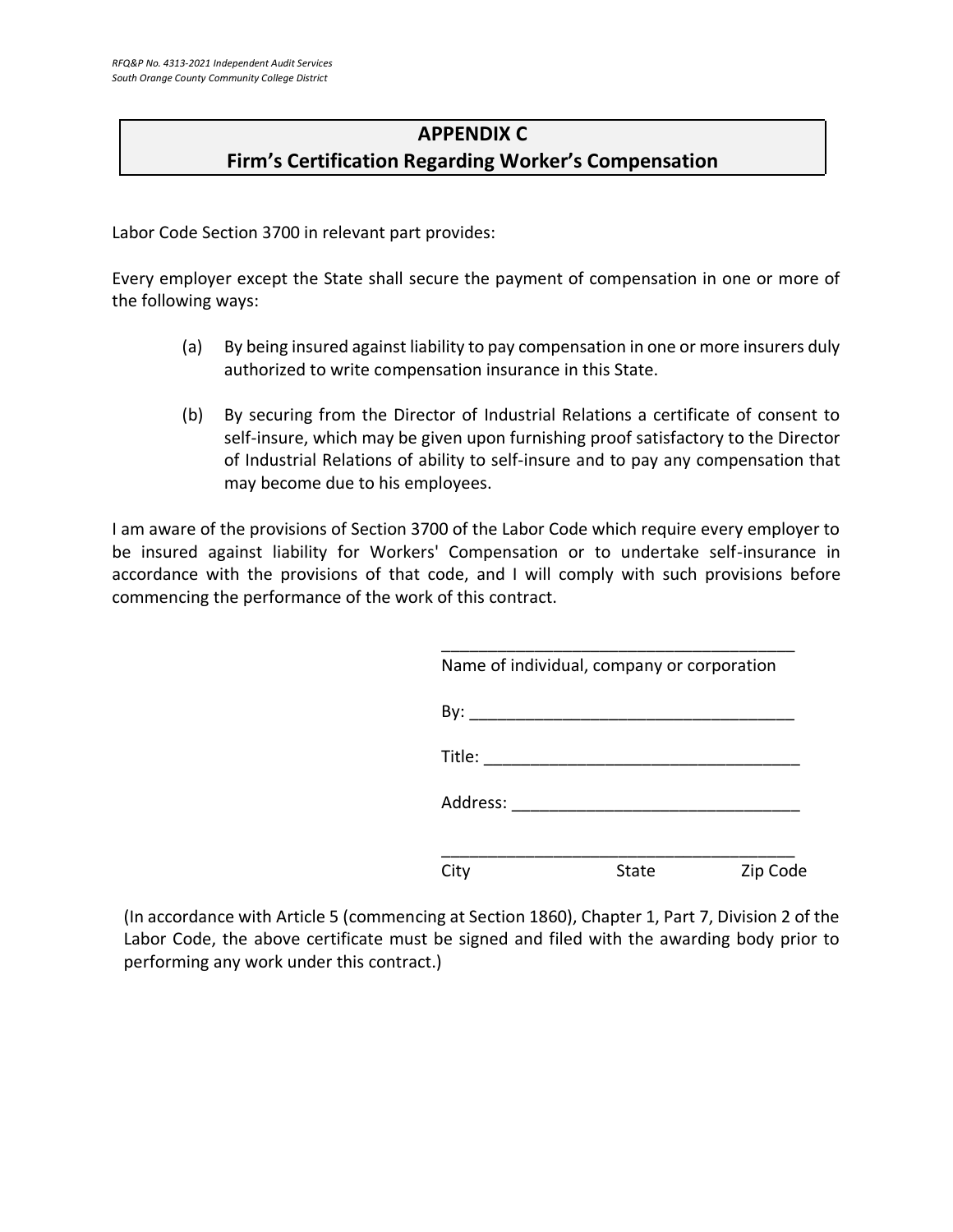## APPENDIX C
## Firm's Certification Regarding Worker's Compensation

Labor Code Section 3700 in relevant part provides:

Every employer except the State shall secure the payment of compensation in one or more of the following ways:

(a) By being insured against liability to pay compensation in one or more insurers duly authorized to write compensation insurance in this State.

(b) By securing from the Director of Industrial Relations a certificate of consent to self-insure, which may be given upon furnishing proof satisfactory to the Director of Industrial Relations of ability to self-insure and to pay any compensation that may become due to his employees.

I am aware of the provisions of Section 3700 of the Labor Code which require every employer to be insured against liability for Workers' Compensation or to undertake self-insurance in accordance with the provisions of that code, and I will comply with such provisions before commencing the performance of the work of this contract.

_______________________________________
Name of individual, company or corporation

By: ___________________________________

Title: __________________________________

Address: _______________________________

_______________________________________
City State Zip Code

(In accordance with Article 5 (commencing at Section 1860), Chapter 1, Part 7, Division 2 of the Labor Code, the above certificate must be signed and filed with the awarding body prior to performing any work under this contract.)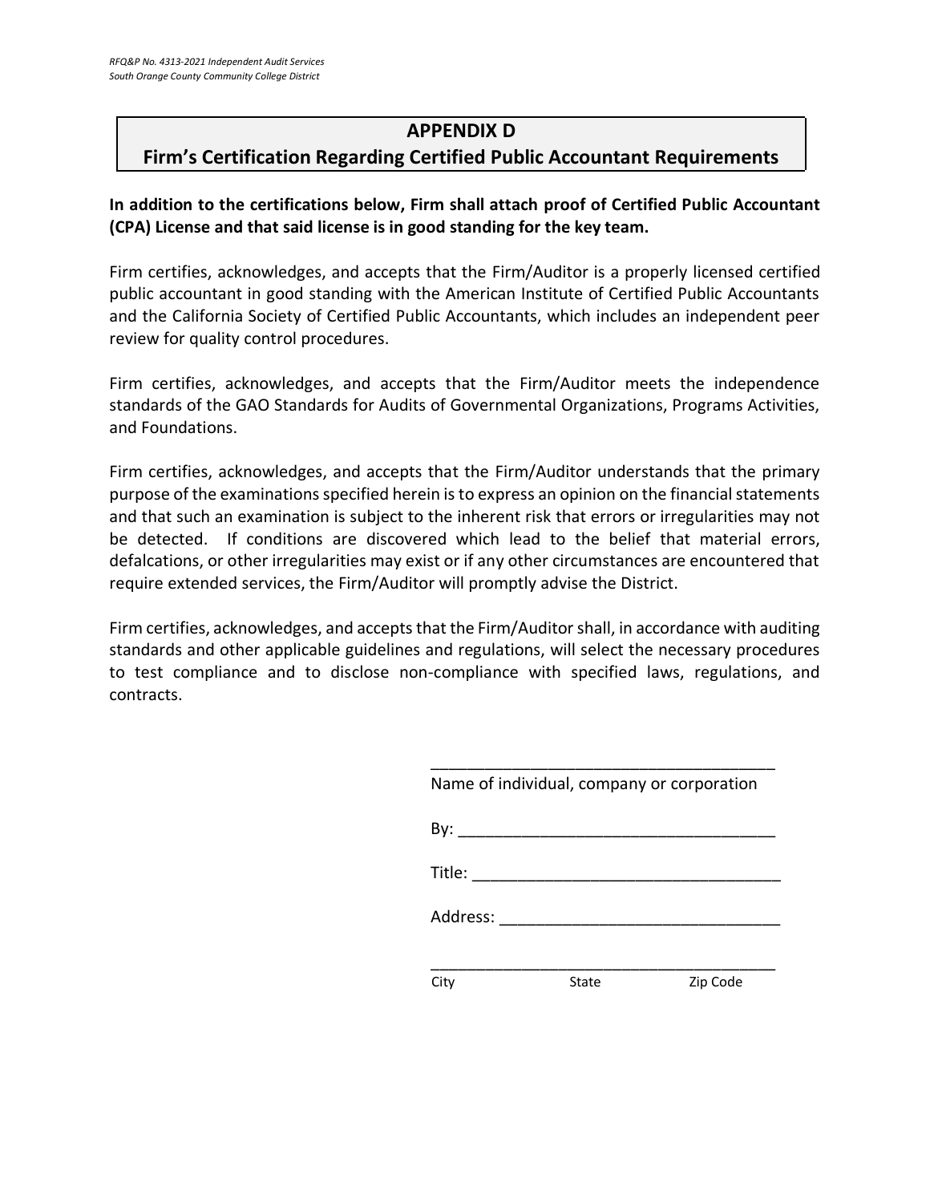## APPENDIX D
## Firm's Certification Regarding Certified Public Accountant Requirements

**In addition to the certifications below, Firm shall attach proof of Certified Public Accountant (CPA) License and that said license is in good standing for the key team.**

Firm certifies, acknowledges, and accepts that the Firm/Auditor is a properly licensed certified public accountant in good standing with the American Institute of Certified Public Accountants and the California Society of Certified Public Accountants, which includes an independent peer review for quality control procedures.

Firm certifies, acknowledges, and accepts that the Firm/Auditor meets the independence standards of the GAO Standards for Audits of Governmental Organizations, Programs Activities, and Foundations.

Firm certifies, acknowledges, and accepts that the Firm/Auditor understands that the primary purpose of the examinations specified herein is to express an opinion on the financial statements and that such an examination is subject to the inherent risk that errors or irregularities may not be detected. If conditions are discovered which lead to the belief that material errors, defalcations, or other irregularities may exist or if any other circumstances are encountered that require extended services, the Firm/Auditor will promptly advise the District.

Firm certifies, acknowledges, and accepts that the Firm/Auditor shall, in accordance with auditing standards and other applicable guidelines and regulations, will select the necessary procedures to test compliance and to disclose non-compliance with specified laws, regulations, and contracts.

_______________________________________
Name of individual, company or corporation

By: ___________________________________

Title: __________________________________

Address: _______________________________

_______________________________________
City State Zip Code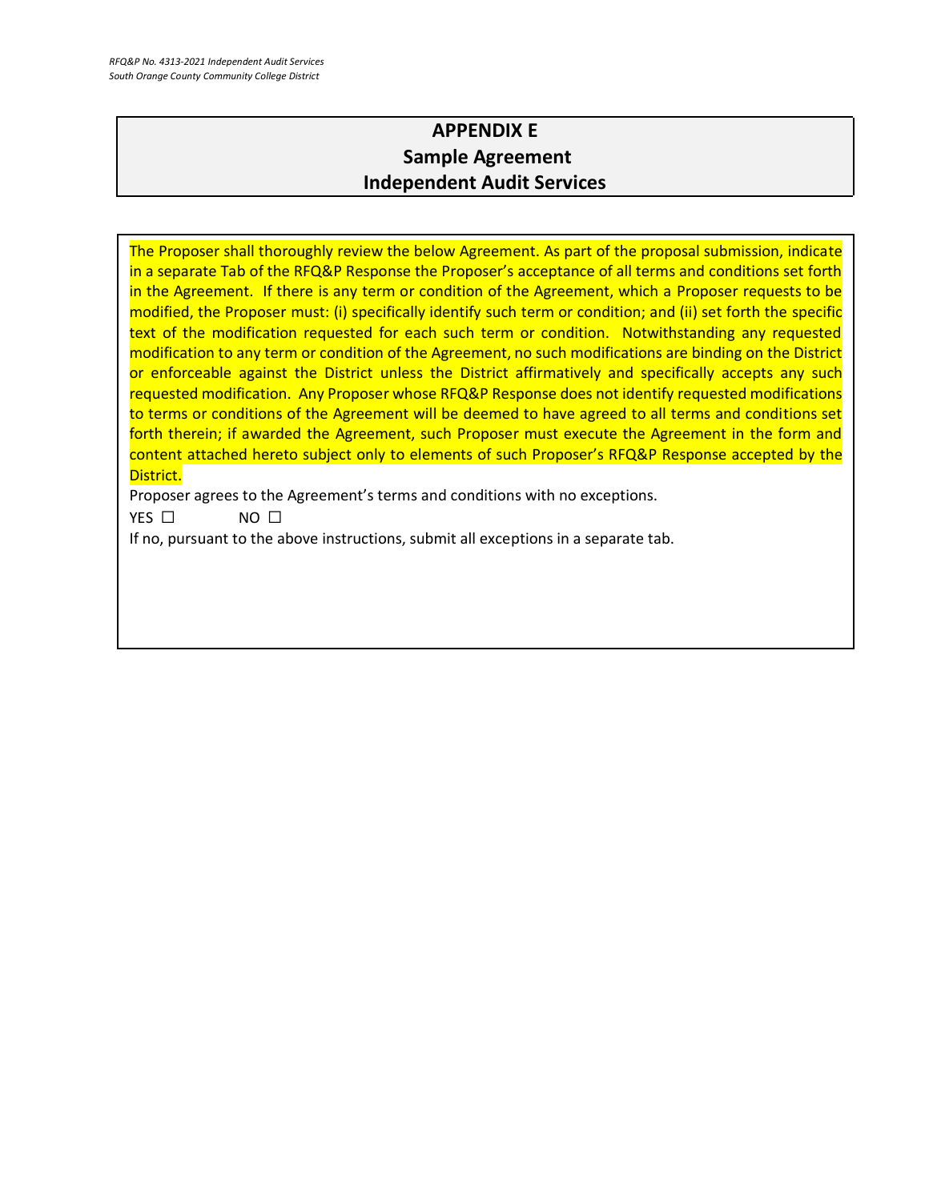# APPENDIX E
## Sample Agreement
## Independent Audit Services

The Proposer shall thoroughly review the below Agreement. As part of the proposal submission, indicate in a separate Tab of the RFQ&P Response the Proposer's acceptance of all terms and conditions set forth in the Agreement. If there is any term or condition of the Agreement, which a Proposer requests to be modified, the Proposer must: (i) specifically identify such term or condition; and (ii) set forth the specific text of the modification requested for each such term or condition. Notwithstanding any requested modification to any term or condition of the Agreement, no such modifications are binding on the District or enforceable against the District unless the District affirmatively and specifically accepts any such requested modification. Any Proposer whose RFQ&P Response does not identify requested modifications to terms or conditions of the Agreement will be deemed to have agreed to all terms and conditions set forth therein; if awarded the Agreement, such Proposer must execute the Agreement in the form and content attached hereto subject only to elements of such Proposer's RFQ&P Response accepted by the District.

Proposer agrees to the Agreement's terms and conditions with no exceptions.

YES ☐ NO ☐

If no, pursuant to the above instructions, submit all exceptions in a separate tab.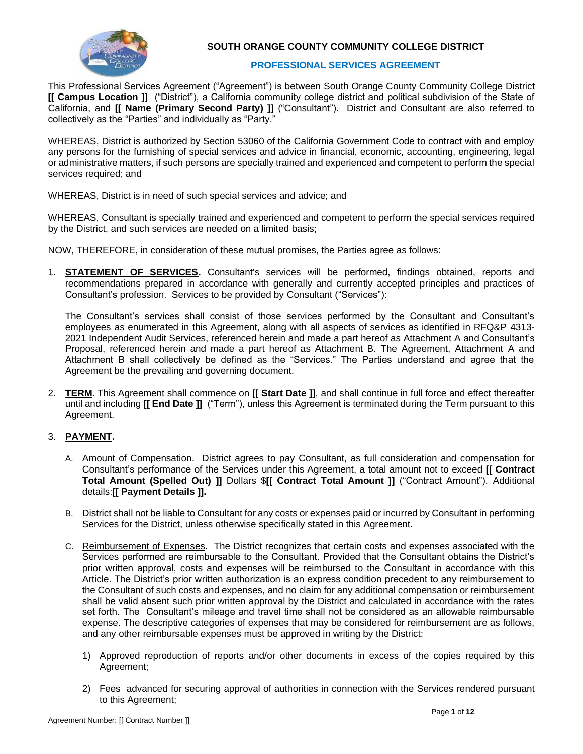**SOUTH ORANGE COUNTY COMMUNITY COLLEGE DISTRICT**

**PROFESSIONAL SERVICES AGREEMENT**

This Professional Services Agreement ("Agreement") is between South Orange County Community College District **[[ Campus Location ]]** ("District"), a California community college district and political subdivision of the State of California, and **[[ Name (Primary Second Party) ]]** ("Consultant"). District and Consultant are also referred to collectively as the "Parties" and individually as "Party."

WHEREAS, District is authorized by Section 53060 of the California Government Code to contract with and employ any persons for the furnishing of special services and advice in financial, economic, accounting, engineering, legal or administrative matters, if such persons are specially trained and experienced and competent to perform the special services required; and

WHEREAS, District is in need of such special services and advice; and

WHEREAS, Consultant is specially trained and experienced and competent to perform the special services required by the District, and such services are needed on a limited basis;

NOW, THEREFORE, in consideration of these mutual promises, the Parties agree as follows:

1. **STATEMENT OF SERVICES.** Consultant's services will be performed, findings obtained, reports and recommendations prepared in accordance with generally and currently accepted principles and practices of Consultant's profession. Services to be provided by Consultant ("Services"):

   The Consultant's services shall consist of those services performed by the Consultant and Consultant's employees as enumerated in this Agreement, along with all aspects of services as identified in RFQ&P 4313-2021 Independent Audit Services, referenced herein and made a part hereof as Attachment A and Consultant's Proposal, referenced herein and made a part hereof as Attachment B. The Agreement, Attachment A and Attachment B shall collectively be defined as the "Services." The Parties understand and agree that the Agreement be the prevailing and governing document.

2. **TERM.** This Agreement shall commence on **[[ Start Date ]]**, and shall continue in full force and effect thereafter until and including **[[ End Date ]]** ("Term"), unless this Agreement is terminated during the Term pursuant to this Agreement.

3. **PAYMENT.**

   A. Amount of Compensation. District agrees to pay Consultant, as full consideration and compensation for Consultant's performance of the Services under this Agreement, a total amount not to exceed **[[ Contract Total Amount (Spelled Out) ]]** Dollars $**[[ Contract Total Amount ]]** ("Contract Amount"). Additional details:**[[ Payment Details ]].**

   B. District shall not be liable to Consultant for any costs or expenses paid or incurred by Consultant in performing Services for the District, unless otherwise specifically stated in this Agreement.

   C. Reimbursement of Expenses. The District recognizes that certain costs and expenses associated with the Services performed are reimbursable to the Consultant. Provided that the Consultant obtains the District's prior written approval, costs and expenses will be reimbursed to the Consultant in accordance with this Article. The District's prior written authorization is an express condition precedent to any reimbursement to the Consultant of such costs and expenses, and no claim for any additional compensation or reimbursement shall be valid absent such prior written approval by the District and calculated in accordance with the rates set forth. The Consultant's mileage and travel time shall not be considered as an allowable reimbursable expense. The descriptive categories of expenses that may be considered for reimbursement are as follows, and any other reimbursable expenses must be approved in writing by the District:

      1) Approved reproduction of reports and/or other documents in excess of the copies required by this Agreement;

      2) Fees advanced for securing approval of authorities in connection with the Services rendered pursuant to this Agreement;

Agreement Number: [[ Contract Number ]]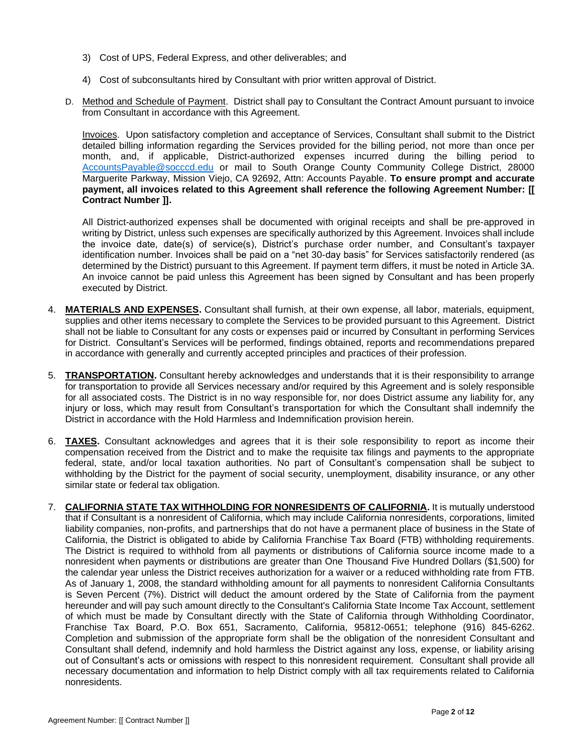3) Cost of UPS, Federal Express, and other deliverables; and

4) Cost of subconsultants hired by Consultant with prior written approval of District.

D. Method and Schedule of Payment. District shall pay to Consultant the Contract Amount pursuant to invoice from Consultant in accordance with this Agreement.

Invoices. Upon satisfactory completion and acceptance of Services, Consultant shall submit to the District detailed billing information regarding the Services provided for the billing period, not more than once per month, and, if applicable, District-authorized expenses incurred during the billing period to AccountsPayable@socccd.edu or mail to South Orange County Community College District, 28000 Marguerite Parkway, Mission Viejo, CA 92692, Attn: Accounts Payable. **To ensure prompt and accurate payment, all invoices related to this Agreement shall reference the following Agreement Number: [[ Contract Number ]].**

All District-authorized expenses shall be documented with original receipts and shall be pre-approved in writing by District, unless such expenses are specifically authorized by this Agreement. Invoices shall include the invoice date, date(s) of service(s), District's purchase order number, and Consultant's taxpayer identification number. Invoices shall be paid on a "net 30-day basis" for Services satisfactorily rendered (as determined by the District) pursuant to this Agreement. If payment term differs, it must be noted in Article 3A. An invoice cannot be paid unless this Agreement has been signed by Consultant and has been properly executed by District.

4. **MATERIALS AND EXPENSES.** Consultant shall furnish, at their own expense, all labor, materials, equipment, supplies and other items necessary to complete the Services to be provided pursuant to this Agreement. District shall not be liable to Consultant for any costs or expenses paid or incurred by Consultant in performing Services for District. Consultant's Services will be performed, findings obtained, reports and recommendations prepared in accordance with generally and currently accepted principles and practices of their profession.

5. **TRANSPORTATION.** Consultant hereby acknowledges and understands that it is their responsibility to arrange for transportation to provide all Services necessary and/or required by this Agreement and is solely responsible for all associated costs. The District is in no way responsible for, nor does District assume any liability for, any injury or loss, which may result from Consultant's transportation for which the Consultant shall indemnify the District in accordance with the Hold Harmless and Indemnification provision herein.

6. **TAXES.** Consultant acknowledges and agrees that it is their sole responsibility to report as income their compensation received from the District and to make the requisite tax filings and payments to the appropriate federal, state, and/or local taxation authorities. No part of Consultant's compensation shall be subject to withholding by the District for the payment of social security, unemployment, disability insurance, or any other similar state or federal tax obligation.

7. **CALIFORNIA STATE TAX WITHHOLDING FOR NONRESIDENTS OF CALIFORNIA.** It is mutually understood that if Consultant is a nonresident of California, which may include California nonresidents, corporations, limited liability companies, non-profits, and partnerships that do not have a permanent place of business in the State of California, the District is obligated to abide by California Franchise Tax Board (FTB) withholding requirements. The District is required to withhold from all payments or distributions of California source income made to a nonresident when payments or distributions are greater than One Thousand Five Hundred Dollars ($1,500) for the calendar year unless the District receives authorization for a waiver or a reduced withholding rate from FTB. As of January 1, 2008, the standard withholding amount for all payments to nonresident California Consultants is Seven Percent (7%). District will deduct the amount ordered by the State of California from the payment hereunder and will pay such amount directly to the Consultant's California State Income Tax Account, settlement of which must be made by Consultant directly with the State of California through Withholding Coordinator, Franchise Tax Board, P.O. Box 651, Sacramento, California, 95812-0651; telephone (916) 845-6262. Completion and submission of the appropriate form shall be the obligation of the nonresident Consultant and Consultant shall defend, indemnify and hold harmless the District against any loss, expense, or liability arising out of Consultant's acts or omissions with respect to this nonresident requirement. Consultant shall provide all necessary documentation and information to help District comply with all tax requirements related to California nonresidents.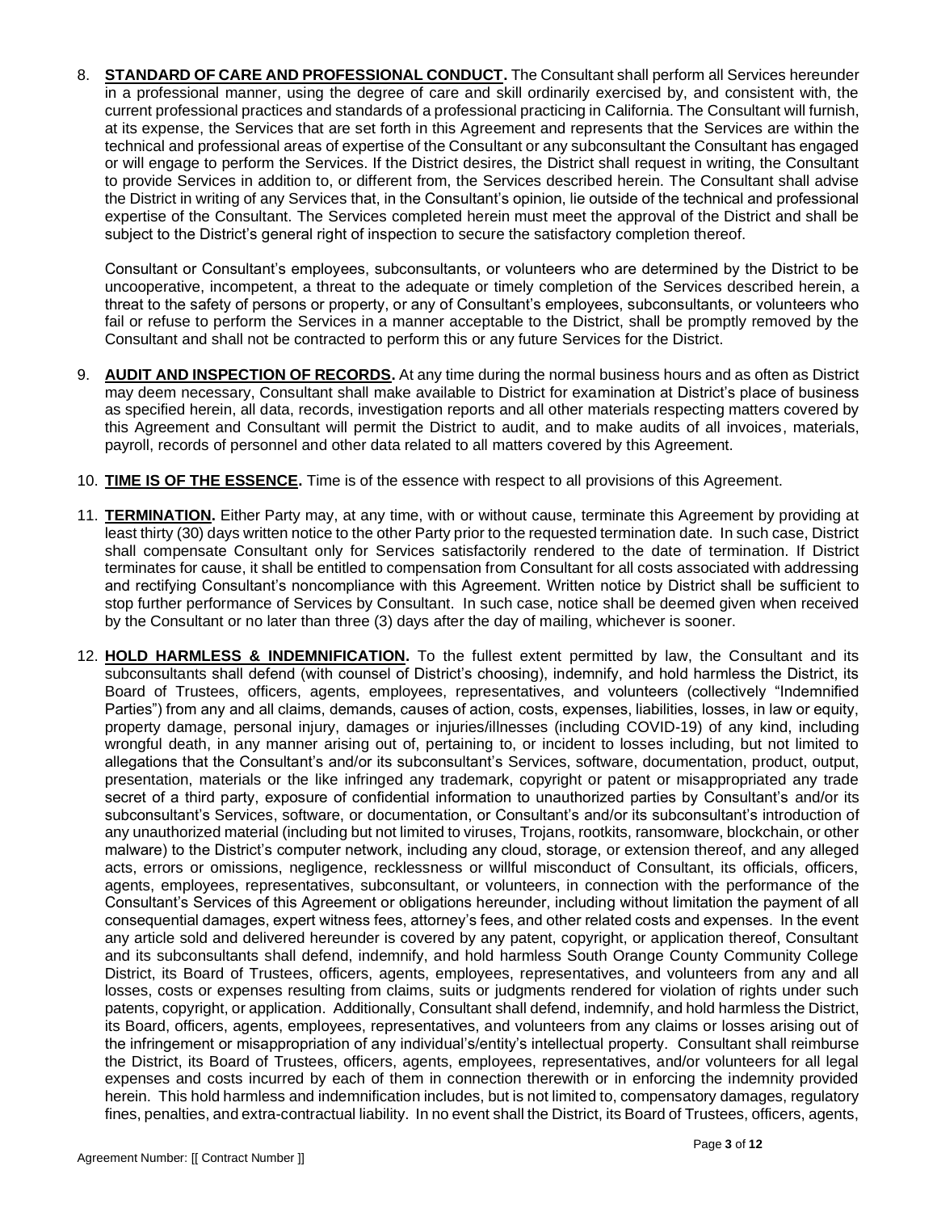8. **STANDARD OF CARE AND PROFESSIONAL CONDUCT.** The Consultant shall perform all Services hereunder in a professional manner, using the degree of care and skill ordinarily exercised by, and consistent with, the current professional practices and standards of a professional practicing in California. The Consultant will furnish, at its expense, the Services that are set forth in this Agreement and represents that the Services are within the technical and professional areas of expertise of the Consultant or any subconsultant the Consultant has engaged or will engage to perform the Services. If the District desires, the District shall request in writing, the Consultant to provide Services in addition to, or different from, the Services described herein. The Consultant shall advise the District in writing of any Services that, in the Consultant's opinion, lie outside of the technical and professional expertise of the Consultant. The Services completed herein must meet the approval of the District and shall be subject to the District's general right of inspection to secure the satisfactory completion thereof.

   Consultant or Consultant's employees, subconsultants, or volunteers who are determined by the District to be uncooperative, incompetent, a threat to the adequate or timely completion of the Services described herein, a threat to the safety of persons or property, or any of Consultant's employees, subconsultants, or volunteers who fail or refuse to perform the Services in a manner acceptable to the District, shall be promptly removed by the Consultant and shall not be contracted to perform this or any future Services for the District.

9. **AUDIT AND INSPECTION OF RECORDS.** At any time during the normal business hours and as often as District may deem necessary, Consultant shall make available to District for examination at District's place of business as specified herein, all data, records, investigation reports and all other materials respecting matters covered by this Agreement and Consultant will permit the District to audit, and to make audits of all invoices, materials, payroll, records of personnel and other data related to all matters covered by this Agreement.

10. **TIME IS OF THE ESSENCE.** Time is of the essence with respect to all provisions of this Agreement.

11. **TERMINATION.** Either Party may, at any time, with or without cause, terminate this Agreement by providing at least thirty (30) days written notice to the other Party prior to the requested termination date. In such case, District shall compensate Consultant only for Services satisfactorily rendered to the date of termination. If District terminates for cause, it shall be entitled to compensation from Consultant for all costs associated with addressing and rectifying Consultant's noncompliance with this Agreement. Written notice by District shall be sufficient to stop further performance of Services by Consultant. In such case, notice shall be deemed given when received by the Consultant or no later than three (3) days after the day of mailing, whichever is sooner.

12. **HOLD HARMLESS & INDEMNIFICATION.** To the fullest extent permitted by law, the Consultant and its subconsultants shall defend (with counsel of District's choosing), indemnify, and hold harmless the District, its Board of Trustees, officers, agents, employees, representatives, and volunteers (collectively "Indemnified Parties") from any and all claims, demands, causes of action, costs, expenses, liabilities, losses, in law or equity, property damage, personal injury, damages or injuries/illnesses (including COVID-19) of any kind, including wrongful death, in any manner arising out of, pertaining to, or incident to losses including, but not limited to allegations that the Consultant's and/or its subconsultant's Services, software, documentation, product, output, presentation, materials or the like infringed any trademark, copyright or patent or misappropriated any trade secret of a third party, exposure of confidential information to unauthorized parties by Consultant's and/or its subconsultant's Services, software, or documentation, or Consultant's and/or its subconsultant's introduction of any unauthorized material (including but not limited to viruses, Trojans, rootkits, ransomware, blockchain, or other malware) to the District's computer network, including any cloud, storage, or extension thereof, and any alleged acts, errors or omissions, negligence, recklessness or willful misconduct of Consultant, its officials, officers, agents, employees, representatives, subconsultant, or volunteers, in connection with the performance of the Consultant's Services of this Agreement or obligations hereunder, including without limitation the payment of all consequential damages, expert witness fees, attorney's fees, and other related costs and expenses. In the event any article sold and delivered hereunder is covered by any patent, copyright, or application thereof, Consultant and its subconsultants shall defend, indemnify, and hold harmless South Orange County Community College District, its Board of Trustees, officers, agents, employees, representatives, and volunteers from any and all losses, costs or expenses resulting from claims, suits or judgments rendered for violation of rights under such patents, copyright, or application. Additionally, Consultant shall defend, indemnify, and hold harmless the District, its Board, officers, agents, employees, representatives, and volunteers from any claims or losses arising out of the infringement or misappropriation of any individual's/entity's intellectual property. Consultant shall reimburse the District, its Board of Trustees, officers, agents, employees, representatives, and/or volunteers for all legal expenses and costs incurred by each of them in connection therewith or in enforcing the indemnity provided herein. This hold harmless and indemnification includes, but is not limited to, compensatory damages, regulatory fines, penalties, and extra-contractual liability. In no event shall the District, its Board of Trustees, officers, agents,

Agreement Number: [[ Contract Number ]]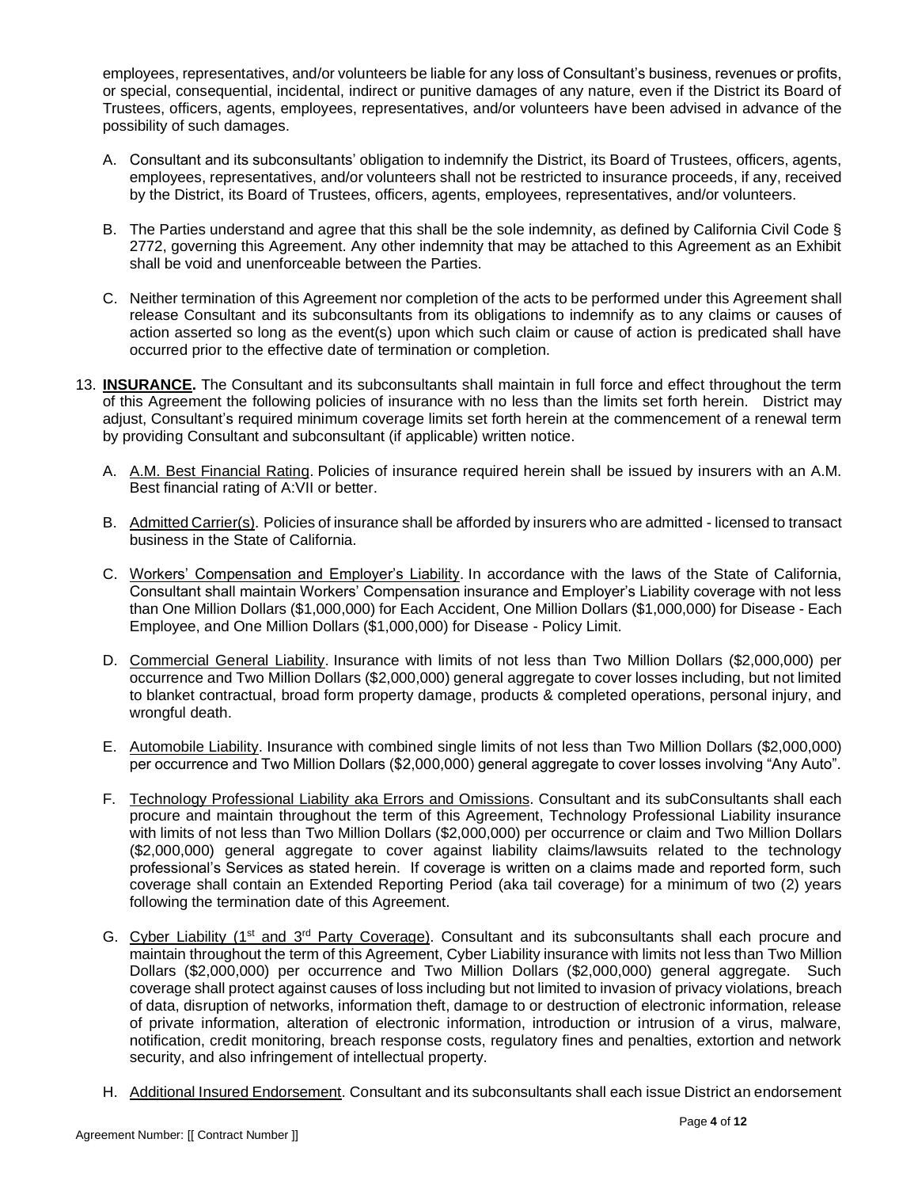employees, representatives, and/or volunteers be liable for any loss of Consultant's business, revenues or profits, or special, consequential, incidental, indirect or punitive damages of any nature, even if the District its Board of Trustees, officers, agents, employees, representatives, and/or volunteers have been advised in advance of the possibility of such damages.

A. Consultant and its subconsultants' obligation to indemnify the District, its Board of Trustees, officers, agents, employees, representatives, and/or volunteers shall not be restricted to insurance proceeds, if any, received by the District, its Board of Trustees, officers, agents, employees, representatives, and/or volunteers.

B. The Parties understand and agree that this shall be the sole indemnity, as defined by California Civil Code § 2772, governing this Agreement. Any other indemnity that may be attached to this Agreement as an Exhibit shall be void and unenforceable between the Parties.

C. Neither termination of this Agreement nor completion of the acts to be performed under this Agreement shall release Consultant and its subconsultants from its obligations to indemnify as to any claims or causes of action asserted so long as the event(s) upon which such claim or cause of action is predicated shall have occurred prior to the effective date of termination or completion.

13. **INSURANCE.** The Consultant and its subconsultants shall maintain in full force and effect throughout the term of this Agreement the following policies of insurance with no less than the limits set forth herein. District may adjust, Consultant's required minimum coverage limits set forth herein at the commencement of a renewal term by providing Consultant and subconsultant (if applicable) written notice.

A. A.M. Best Financial Rating. Policies of insurance required herein shall be issued by insurers with an A.M. Best financial rating of A:VII or better.

B. Admitted Carrier(s). Policies of insurance shall be afforded by insurers who are admitted - licensed to transact business in the State of California.

C. Workers' Compensation and Employer's Liability. In accordance with the laws of the State of California, Consultant shall maintain Workers' Compensation insurance and Employer's Liability coverage with not less than One Million Dollars ($1,000,000) for Each Accident, One Million Dollars ($1,000,000) for Disease - Each Employee, and One Million Dollars ($1,000,000) for Disease - Policy Limit.

D. Commercial General Liability. Insurance with limits of not less than Two Million Dollars ($2,000,000) per occurrence and Two Million Dollars ($2,000,000) general aggregate to cover losses including, but not limited to blanket contractual, broad form property damage, products & completed operations, personal injury, and wrongful death.

E. Automobile Liability. Insurance with combined single limits of not less than Two Million Dollars ($2,000,000) per occurrence and Two Million Dollars ($2,000,000) general aggregate to cover losses involving "Any Auto".

F. Technology Professional Liability aka Errors and Omissions. Consultant and its subConsultants shall each procure and maintain throughout the term of this Agreement, Technology Professional Liability insurance with limits of not less than Two Million Dollars ($2,000,000) per occurrence or claim and Two Million Dollars ($2,000,000) general aggregate to cover against liability claims/lawsuits related to the technology professional's Services as stated herein. If coverage is written on a claims made and reported form, such coverage shall contain an Extended Reporting Period (aka tail coverage) for a minimum of two (2) years following the termination date of this Agreement.

G. Cyber Liability (1st and 3rd Party Coverage). Consultant and its subconsultants shall each procure and maintain throughout the term of this Agreement, Cyber Liability insurance with limits not less than Two Million Dollars ($2,000,000) per occurrence and Two Million Dollars ($2,000,000) general aggregate. Such coverage shall protect against causes of loss including but not limited to invasion of privacy violations, breach of data, disruption of networks, information theft, damage to or destruction of electronic information, release of private information, alteration of electronic information, introduction or intrusion of a virus, malware, notification, credit monitoring, breach response costs, regulatory fines and penalties, extortion and network security, and also infringement of intellectual property.

H. Additional Insured Endorsement. Consultant and its subconsultants shall each issue District an endorsement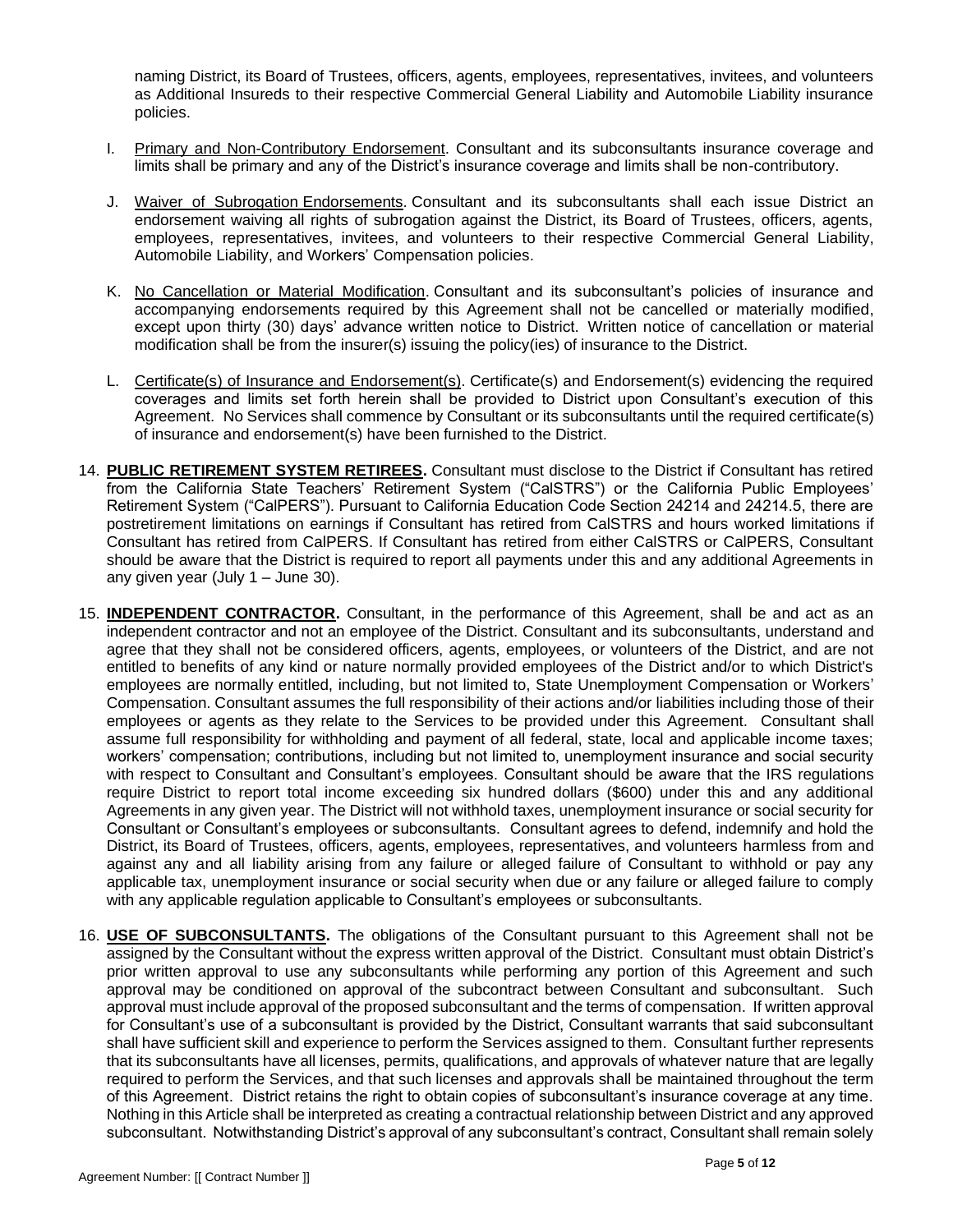naming District, its Board of Trustees, officers, agents, employees, representatives, invitees, and volunteers as Additional Insureds to their respective Commercial General Liability and Automobile Liability insurance policies.

I. Primary and Non-Contributory Endorsement. Consultant and its subconsultants insurance coverage and limits shall be primary and any of the District's insurance coverage and limits shall be non-contributory.

J. Waiver of Subrogation Endorsements. Consultant and its subconsultants shall each issue District an endorsement waiving all rights of subrogation against the District, its Board of Trustees, officers, agents, employees, representatives, invitees, and volunteers to their respective Commercial General Liability, Automobile Liability, and Workers' Compensation policies.

K. No Cancellation or Material Modification. Consultant and its subconsultant's policies of insurance and accompanying endorsements required by this Agreement shall not be cancelled or materially modified, except upon thirty (30) days' advance written notice to District. Written notice of cancellation or material modification shall be from the insurer(s) issuing the policy(ies) of insurance to the District.

L. Certificate(s) of Insurance and Endorsement(s). Certificate(s) and Endorsement(s) evidencing the required coverages and limits set forth herein shall be provided to District upon Consultant's execution of this Agreement. No Services shall commence by Consultant or its subconsultants until the required certificate(s) of insurance and endorsement(s) have been furnished to the District.

14. **PUBLIC RETIREMENT SYSTEM RETIREES.** Consultant must disclose to the District if Consultant has retired from the California State Teachers' Retirement System ("CalSTRS") or the California Public Employees' Retirement System ("CalPERS"). Pursuant to California Education Code Section 24214 and 24214.5, there are postretirement limitations on earnings if Consultant has retired from CalSTRS and hours worked limitations if Consultant has retired from CalPERS. If Consultant has retired from either CalSTRS or CalPERS, Consultant should be aware that the District is required to report all payments under this and any additional Agreements in any given year (July 1 – June 30).

15. **INDEPENDENT CONTRACTOR.** Consultant, in the performance of this Agreement, shall be and act as an independent contractor and not an employee of the District. Consultant and its subconsultants, understand and agree that they shall not be considered officers, agents, employees, or volunteers of the District, and are not entitled to benefits of any kind or nature normally provided employees of the District and/or to which District's employees are normally entitled, including, but not limited to, State Unemployment Compensation or Workers' Compensation. Consultant assumes the full responsibility of their actions and/or liabilities including those of their employees or agents as they relate to the Services to be provided under this Agreement. Consultant shall assume full responsibility for withholding and payment of all federal, state, local and applicable income taxes; workers' compensation; contributions, including but not limited to, unemployment insurance and social security with respect to Consultant and Consultant's employees. Consultant should be aware that the IRS regulations require District to report total income exceeding six hundred dollars ($600) under this and any additional Agreements in any given year. The District will not withhold taxes, unemployment insurance or social security for Consultant or Consultant's employees or subconsultants. Consultant agrees to defend, indemnify and hold the District, its Board of Trustees, officers, agents, employees, representatives, and volunteers harmless from and against any and all liability arising from any failure or alleged failure of Consultant to withhold or pay any applicable tax, unemployment insurance or social security when due or any failure or alleged failure to comply with any applicable regulation applicable to Consultant's employees or subconsultants.

16. **USE OF SUBCONSULTANTS.** The obligations of the Consultant pursuant to this Agreement shall not be assigned by the Consultant without the express written approval of the District. Consultant must obtain District's prior written approval to use any subconsultants while performing any portion of this Agreement and such approval may be conditioned on approval of the subcontract between Consultant and subconsultant. Such approval must include approval of the proposed subconsultant and the terms of compensation. If written approval for Consultant's use of a subconsultant is provided by the District, Consultant warrants that said subconsultant shall have sufficient skill and experience to perform the Services assigned to them. Consultant further represents that its subconsultants have all licenses, permits, qualifications, and approvals of whatever nature that are legally required to perform the Services, and that such licenses and approvals shall be maintained throughout the term of this Agreement. District retains the right to obtain copies of subconsultant's insurance coverage at any time. Nothing in this Article shall be interpreted as creating a contractual relationship between District and any approved subconsultant. Notwithstanding District's approval of any subconsultant's contract, Consultant shall remain solely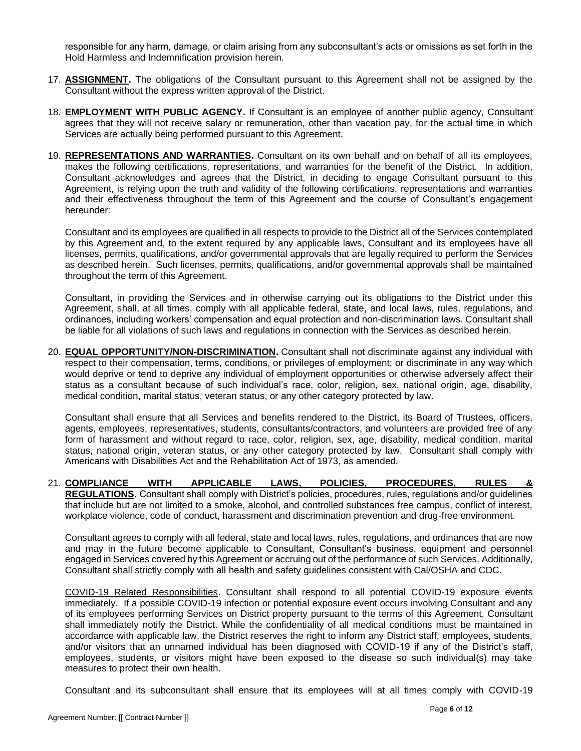responsible for any harm, damage, or claim arising from any subconsultant's acts or omissions as set forth in the Hold Harmless and Indemnification provision herein.

17. **ASSIGNMENT.** The obligations of the Consultant pursuant to this Agreement shall not be assigned by the Consultant without the express written approval of the District.

18. **EMPLOYMENT WITH PUBLIC AGENCY.** If Consultant is an employee of another public agency, Consultant agrees that they will not receive salary or remuneration, other than vacation pay, for the actual time in which Services are actually being performed pursuant to this Agreement.

19. **REPRESENTATIONS AND WARRANTIES.** Consultant on its own behalf and on behalf of all its employees, makes the following certifications, representations, and warranties for the benefit of the District. In addition, Consultant acknowledges and agrees that the District, in deciding to engage Consultant pursuant to this Agreement, is relying upon the truth and validity of the following certifications, representations and warranties and their effectiveness throughout the term of this Agreement and the course of Consultant's engagement hereunder:

    Consultant and its employees are qualified in all respects to provide to the District all of the Services contemplated by this Agreement and, to the extent required by any applicable laws, Consultant and its employees have all licenses, permits, qualifications, and/or governmental approvals that are legally required to perform the Services as described herein. Such licenses, permits, qualifications, and/or governmental approvals shall be maintained throughout the term of this Agreement.

    Consultant, in providing the Services and in otherwise carrying out its obligations to the District under this Agreement, shall, at all times, comply with all applicable federal, state, and local laws, rules, regulations, and ordinances, including workers' compensation and equal protection and non-discrimination laws. Consultant shall be liable for all violations of such laws and regulations in connection with the Services as described herein.

20. **EQUAL OPPORTUNITY/NON-DISCRIMINATION.** Consultant shall not discriminate against any individual with respect to their compensation, terms, conditions, or privileges of employment; or discriminate in any way which would deprive or tend to deprive any individual of employment opportunities or otherwise adversely affect their status as a consultant because of such individual's race, color, religion, sex, national origin, age, disability, medical condition, marital status, veteran status, or any other category protected by law.

    Consultant shall ensure that all Services and benefits rendered to the District, its Board of Trustees, officers, agents, employees, representatives, students, consultants/contractors, and volunteers are provided free of any form of harassment and without regard to race, color, religion, sex, age, disability, medical condition, marital status, national origin, veteran status, or any other category protected by law. Consultant shall comply with Americans with Disabilities Act and the Rehabilitation Act of 1973, as amended.

21. **COMPLIANCE WITH APPLICABLE LAWS, POLICIES, PROCEDURES, RULES & REGULATIONS.** Consultant shall comply with District's policies, procedures, rules, regulations and/or guidelines that include but are not limited to a smoke, alcohol, and controlled substances free campus, conflict of interest, workplace violence, code of conduct, harassment and discrimination prevention and drug-free environment.

    Consultant agrees to comply with all federal, state and local laws, rules, regulations, and ordinances that are now and may in the future become applicable to Consultant, Consultant's business, equipment and personnel engaged in Services covered by this Agreement or accruing out of the performance of such Services. Additionally, Consultant shall strictly comply with all health and safety guidelines consistent with Cal/OSHA and CDC.

    COVID-19 Related Responsibilities. Consultant shall respond to all potential COVID-19 exposure events immediately. If a possible COVID-19 infection or potential exposure event occurs involving Consultant and any of its employees performing Services on District property pursuant to the terms of this Agreement, Consultant shall immediately notify the District. While the confidentiality of all medical conditions must be maintained in accordance with applicable law, the District reserves the right to inform any District staff, employees, students, and/or visitors that an unnamed individual has been diagnosed with COVID-19 if any of the District's staff, employees, students, or visitors might have been exposed to the disease so such individual(s) may take measures to protect their own health.

    Consultant and its subconsultant shall ensure that its employees will at all times comply with COVID-19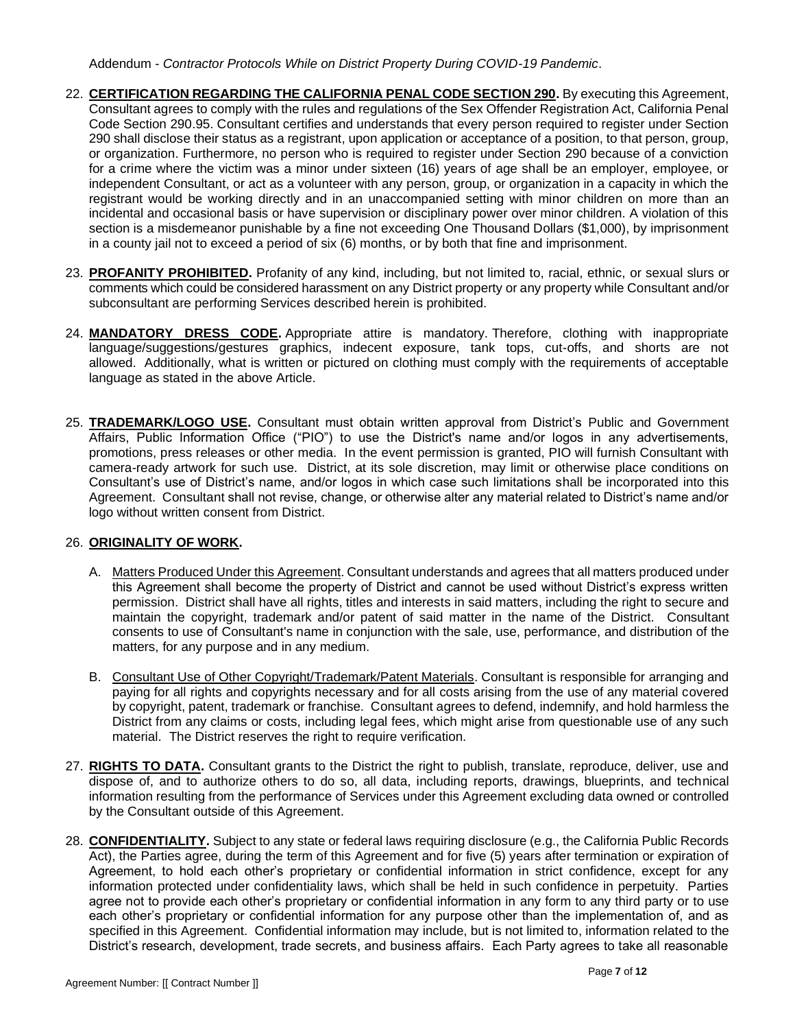Addendum - *Contractor Protocols While on District Property During COVID-19 Pandemic*.

22. **CERTIFICATION REGARDING THE CALIFORNIA PENAL CODE SECTION 290.** By executing this Agreement, Consultant agrees to comply with the rules and regulations of the Sex Offender Registration Act, California Penal Code Section 290.95. Consultant certifies and understands that every person required to register under Section 290 shall disclose their status as a registrant, upon application or acceptance of a position, to that person, group, or organization. Furthermore, no person who is required to register under Section 290 because of a conviction for a crime where the victim was a minor under sixteen (16) years of age shall be an employer, employee, or independent Consultant, or act as a volunteer with any person, group, or organization in a capacity in which the registrant would be working directly and in an unaccompanied setting with minor children on more than an incidental and occasional basis or have supervision or disciplinary power over minor children. A violation of this section is a misdemeanor punishable by a fine not exceeding One Thousand Dollars ($1,000), by imprisonment in a county jail not to exceed a period of six (6) months, or by both that fine and imprisonment.

23. **PROFANITY PROHIBITED.** Profanity of any kind, including, but not limited to, racial, ethnic, or sexual slurs or comments which could be considered harassment on any District property or any property while Consultant and/or subconsultant are performing Services described herein is prohibited.

24. **MANDATORY DRESS CODE.** Appropriate attire is mandatory. Therefore, clothing with inappropriate language/suggestions/gestures graphics, indecent exposure, tank tops, cut-offs, and shorts are not allowed. Additionally, what is written or pictured on clothing must comply with the requirements of acceptable language as stated in the above Article.

25. **TRADEMARK/LOGO USE.** Consultant must obtain written approval from District's Public and Government Affairs, Public Information Office ("PIO") to use the District's name and/or logos in any advertisements, promotions, press releases or other media. In the event permission is granted, PIO will furnish Consultant with camera-ready artwork for such use. District, at its sole discretion, may limit or otherwise place conditions on Consultant's use of District's name, and/or logos in which case such limitations shall be incorporated into this Agreement. Consultant shall not revise, change, or otherwise alter any material related to District's name and/or logo without written consent from District.

26. **ORIGINALITY OF WORK.**

    A. Matters Produced Under this Agreement. Consultant understands and agrees that all matters produced under this Agreement shall become the property of District and cannot be used without District's express written permission. District shall have all rights, titles and interests in said matters, including the right to secure and maintain the copyright, trademark and/or patent of said matter in the name of the District. Consultant consents to use of Consultant's name in conjunction with the sale, use, performance, and distribution of the matters, for any purpose and in any medium.

    B. Consultant Use of Other Copyright/Trademark/Patent Materials. Consultant is responsible for arranging and paying for all rights and copyrights necessary and for all costs arising from the use of any material covered by copyright, patent, trademark or franchise. Consultant agrees to defend, indemnify, and hold harmless the District from any claims or costs, including legal fees, which might arise from questionable use of any such material. The District reserves the right to require verification.

27. **RIGHTS TO DATA.** Consultant grants to the District the right to publish, translate, reproduce, deliver, use and dispose of, and to authorize others to do so, all data, including reports, drawings, blueprints, and technical information resulting from the performance of Services under this Agreement excluding data owned or controlled by the Consultant outside of this Agreement.

28. **CONFIDENTIALITY.** Subject to any state or federal laws requiring disclosure (e.g., the California Public Records Act), the Parties agree, during the term of this Agreement and for five (5) years after termination or expiration of Agreement, to hold each other's proprietary or confidential information in strict confidence, except for any information protected under confidentiality laws, which shall be held in such confidence in perpetuity. Parties agree not to provide each other's proprietary or confidential information in any form to any third party or to use each other's proprietary or confidential information for any purpose other than the implementation of, and as specified in this Agreement. Confidential information may include, but is not limited to, information related to the District's research, development, trade secrets, and business affairs. Each Party agrees to take all reasonable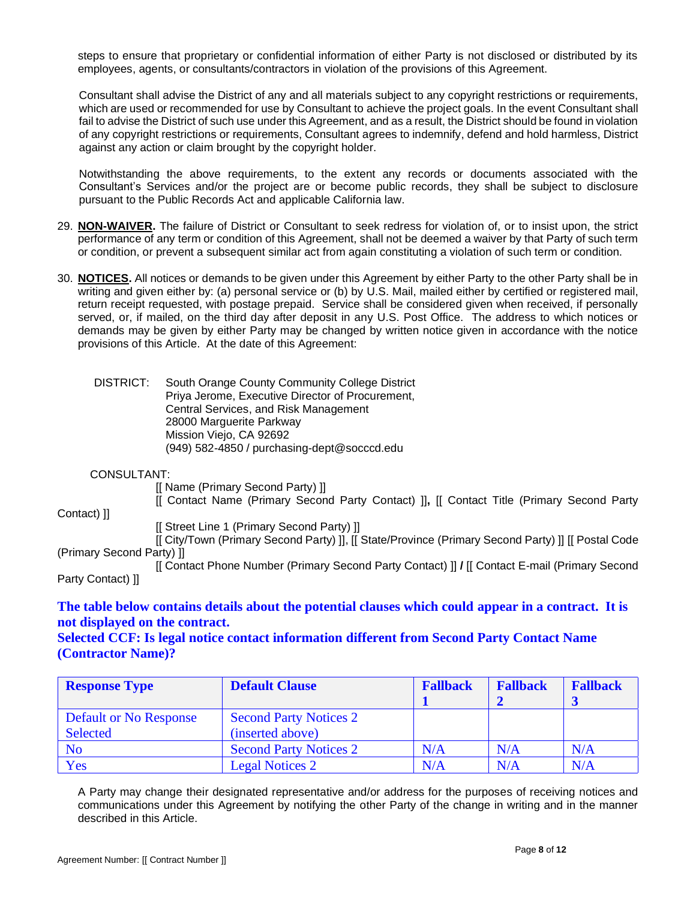steps to ensure that proprietary or confidential information of either Party is not disclosed or distributed by its employees, agents, or consultants/contractors in violation of the provisions of this Agreement.

Consultant shall advise the District of any and all materials subject to any copyright restrictions or requirements, which are used or recommended for use by Consultant to achieve the project goals. In the event Consultant shall fail to advise the District of such use under this Agreement, and as a result, the District should be found in violation of any copyright restrictions or requirements, Consultant agrees to indemnify, defend and hold harmless, District against any action or claim brought by the copyright holder.

Notwithstanding the above requirements, to the extent any records or documents associated with the Consultant's Services and/or the project are or become public records, they shall be subject to disclosure pursuant to the Public Records Act and applicable California law.

29. **NON-WAIVER.** The failure of District or Consultant to seek redress for violation of, or to insist upon, the strict performance of any term or condition of this Agreement, shall not be deemed a waiver by that Party of such term or condition, or prevent a subsequent similar act from again constituting a violation of such term or condition.

30. **NOTICES.** All notices or demands to be given under this Agreement by either Party to the other Party shall be in writing and given either by: (a) personal service or (b) by U.S. Mail, mailed either by certified or registered mail, return receipt requested, with postage prepaid. Service shall be considered given when received, if personally served, or, if mailed, on the third day after deposit in any U.S. Post Office. The address to which notices or demands may be given by either Party may be changed by written notice given in accordance with the notice provisions of this Article. At the date of this Agreement:

DISTRICT: South Orange County Community College District
Priya Jerome, Executive Director of Procurement,
Central Services, and Risk Management
28000 Marguerite Parkway
Mission Viejo, CA 92692
(949) 582-4850 / purchasing-dept@socccd.edu

CONSULTANT:
[[ Name (Primary Second Party) ]]
[[ Contact Name (Primary Second Party Contact) ]], [[ Contact Title (Primary Second Party Contact) ]]
[[ Street Line 1 (Primary Second Party) ]]
[[ City/Town (Primary Second Party) ]], [[ State/Province (Primary Second Party) ]] [[ Postal Code (Primary Second Party) ]]
[[ Contact Phone Number (Primary Second Party Contact) ]] / [[ Contact E-mail (Primary Second Party Contact) ]]

**The table below contains details about the potential clauses which could appear in a contract. It is not displayed on the contract.**
**Selected CCF: Is legal notice contact information different from Second Party Contact Name (Contractor Name)?**

| Response Type | Default Clause | Fallback 1 | Fallback 2 | Fallback 3 |
|---|---|---|---|---|
| Default or No Response Selected | Second Party Notices 2 (inserted above) | | | |
| No | Second Party Notices 2 | N/A | N/A | N/A |
| Yes | Legal Notices 2 | N/A | N/A | N/A |

A Party may change their designated representative and/or address for the purposes of receiving notices and communications under this Agreement by notifying the other Party of the change in writing and in the manner described in this Article.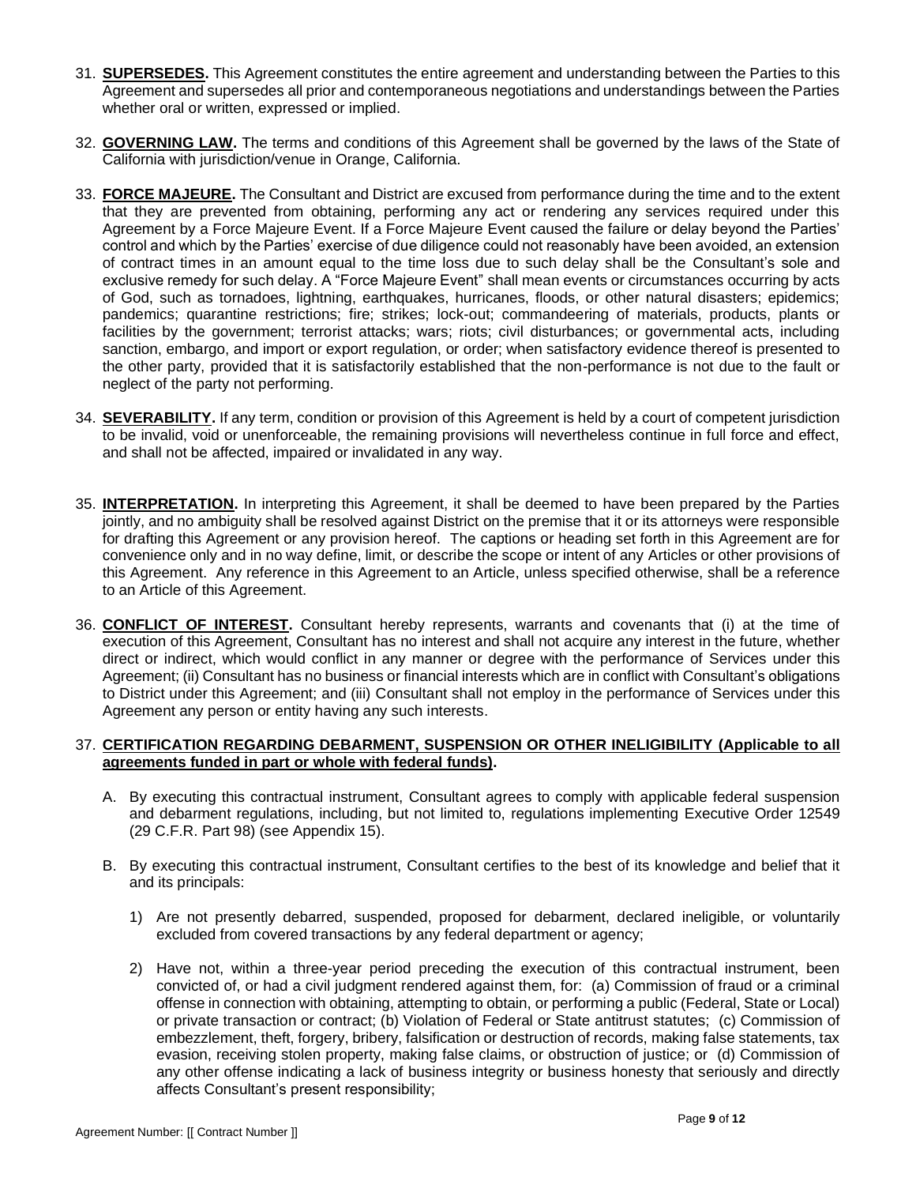31. **SUPERSEDES.** This Agreement constitutes the entire agreement and understanding between the Parties to this Agreement and supersedes all prior and contemporaneous negotiations and understandings between the Parties whether oral or written, expressed or implied.

32. **GOVERNING LAW.** The terms and conditions of this Agreement shall be governed by the laws of the State of California with jurisdiction/venue in Orange, California.

33. **FORCE MAJEURE.** The Consultant and District are excused from performance during the time and to the extent that they are prevented from obtaining, performing any act or rendering any services required under this Agreement by a Force Majeure Event. If a Force Majeure Event caused the failure or delay beyond the Parties' control and which by the Parties' exercise of due diligence could not reasonably have been avoided, an extension of contract times in an amount equal to the time loss due to such delay shall be the Consultant's sole and exclusive remedy for such delay. A "Force Majeure Event" shall mean events or circumstances occurring by acts of God, such as tornadoes, lightning, earthquakes, hurricanes, floods, or other natural disasters; epidemics; pandemics; quarantine restrictions; fire; strikes; lock-out; commandeering of materials, products, plants or facilities by the government; terrorist attacks; wars; riots; civil disturbances; or governmental acts, including sanction, embargo, and import or export regulation, or order; when satisfactory evidence thereof is presented to the other party, provided that it is satisfactorily established that the non-performance is not due to the fault or neglect of the party not performing.

34. **SEVERABILITY.** If any term, condition or provision of this Agreement is held by a court of competent jurisdiction to be invalid, void or unenforceable, the remaining provisions will nevertheless continue in full force and effect, and shall not be affected, impaired or invalidated in any way.

35. **INTERPRETATION.** In interpreting this Agreement, it shall be deemed to have been prepared by the Parties jointly, and no ambiguity shall be resolved against District on the premise that it or its attorneys were responsible for drafting this Agreement or any provision hereof. The captions or heading set forth in this Agreement are for convenience only and in no way define, limit, or describe the scope or intent of any Articles or other provisions of this Agreement. Any reference in this Agreement to an Article, unless specified otherwise, shall be a reference to an Article of this Agreement.

36. **CONFLICT OF INTEREST.** Consultant hereby represents, warrants and covenants that (i) at the time of execution of this Agreement, Consultant has no interest and shall not acquire any interest in the future, whether direct or indirect, which would conflict in any manner or degree with the performance of Services under this Agreement; (ii) Consultant has no business or financial interests which are in conflict with Consultant's obligations to District under this Agreement; and (iii) Consultant shall not employ in the performance of Services under this Agreement any person or entity having any such interests.

37. **CERTIFICATION REGARDING DEBARMENT, SUSPENSION OR OTHER INELIGIBILITY (Applicable to all agreements funded in part or whole with federal funds).**

    A. By executing this contractual instrument, Consultant agrees to comply with applicable federal suspension and debarment regulations, including, but not limited to, regulations implementing Executive Order 12549 (29 C.F.R. Part 98) (see Appendix 15).

    B. By executing this contractual instrument, Consultant certifies to the best of its knowledge and belief that it and its principals:

        1) Are not presently debarred, suspended, proposed for debarment, declared ineligible, or voluntarily excluded from covered transactions by any federal department or agency;

        2) Have not, within a three-year period preceding the execution of this contractual instrument, been convicted of, or had a civil judgment rendered against them, for: (a) Commission of fraud or a criminal offense in connection with obtaining, attempting to obtain, or performing a public (Federal, State or Local) or private transaction or contract; (b) Violation of Federal or State antitrust statutes; (c) Commission of embezzlement, theft, forgery, bribery, falsification or destruction of records, making false statements, tax evasion, receiving stolen property, making false claims, or obstruction of justice; or (d) Commission of any other offense indicating a lack of business integrity or business honesty that seriously and directly affects Consultant's present responsibility;

Agreement Number: [[ Contract Number ]]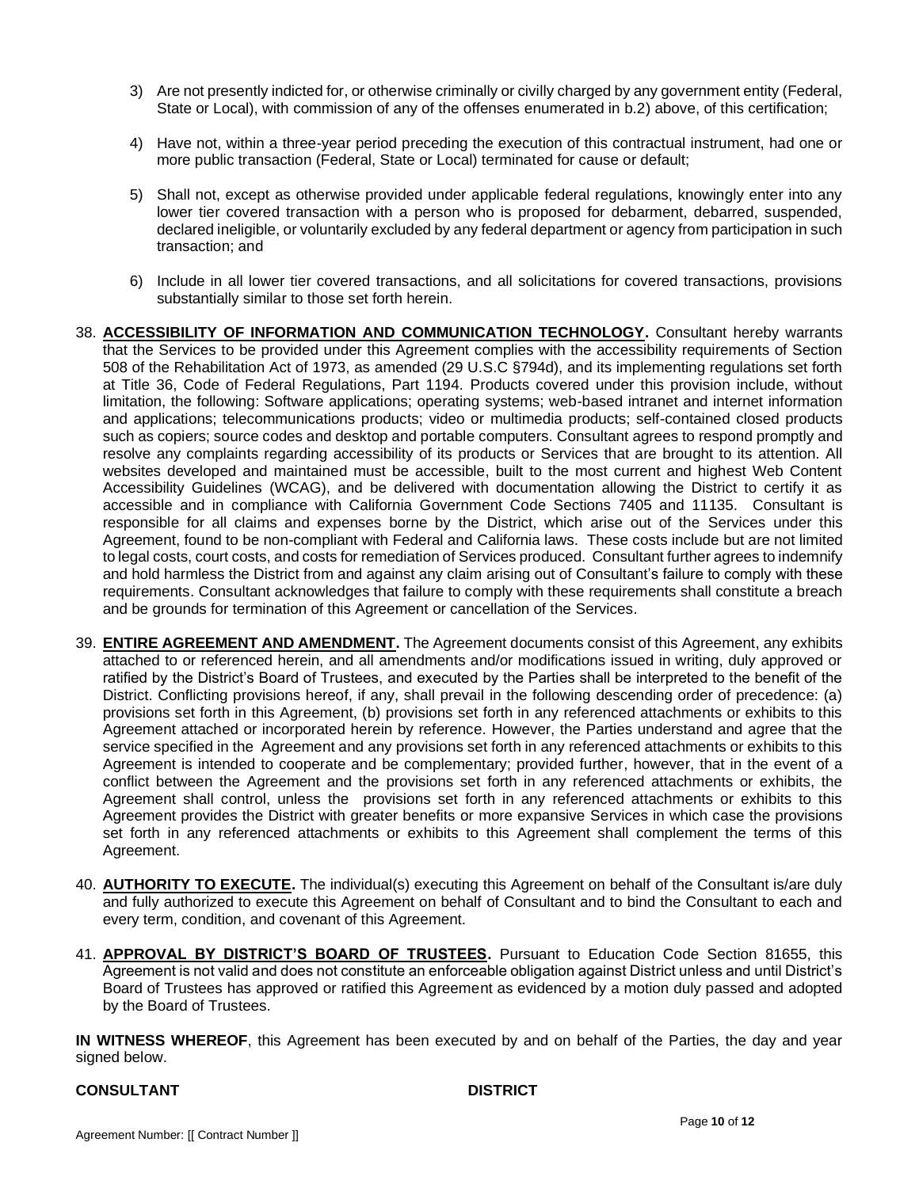3) Are not presently indicted for, or otherwise criminally or civilly charged by any government entity (Federal, State or Local), with commission of any of the offenses enumerated in b.2) above, of this certification;

4) Have not, within a three-year period preceding the execution of this contractual instrument, had one or more public transaction (Federal, State or Local) terminated for cause or default;

5) Shall not, except as otherwise provided under applicable federal regulations, knowingly enter into any lower tier covered transaction with a person who is proposed for debarment, debarred, suspended, declared ineligible, or voluntarily excluded by any federal department or agency from participation in such transaction; and

6) Include in all lower tier covered transactions, and all solicitations for covered transactions, provisions substantially similar to those set forth herein.

38. **ACCESSIBILITY OF INFORMATION AND COMMUNICATION TECHNOLOGY.** Consultant hereby warrants that the Services to be provided under this Agreement complies with the accessibility requirements of Section 508 of the Rehabilitation Act of 1973, as amended (29 U.S.C §794d), and its implementing regulations set forth at Title 36, Code of Federal Regulations, Part 1194. Products covered under this provision include, without limitation, the following: Software applications; operating systems; web-based intranet and internet information and applications; telecommunications products; video or multimedia products; self-contained closed products such as copiers; source codes and desktop and portable computers. Consultant agrees to respond promptly and resolve any complaints regarding accessibility of its products or Services that are brought to its attention. All websites developed and maintained must be accessible, built to the most current and highest Web Content Accessibility Guidelines (WCAG), and be delivered with documentation allowing the District to certify it as accessible and in compliance with California Government Code Sections 7405 and 11135. Consultant is responsible for all claims and expenses borne by the District, which arise out of the Services under this Agreement, found to be non-compliant with Federal and California laws. These costs include but are not limited to legal costs, court costs, and costs for remediation of Services produced. Consultant further agrees to indemnify and hold harmless the District from and against any claim arising out of Consultant's failure to comply with these requirements. Consultant acknowledges that failure to comply with these requirements shall constitute a breach and be grounds for termination of this Agreement or cancellation of the Services.

39. **ENTIRE AGREEMENT AND AMENDMENT.** The Agreement documents consist of this Agreement, any exhibits attached to or referenced herein, and all amendments and/or modifications issued in writing, duly approved or ratified by the District's Board of Trustees, and executed by the Parties shall be interpreted to the benefit of the District. Conflicting provisions hereof, if any, shall prevail in the following descending order of precedence: (a) provisions set forth in this Agreement, (b) provisions set forth in any referenced attachments or exhibits to this Agreement attached or incorporated herein by reference. However, the Parties understand and agree that the service specified in the Agreement and any provisions set forth in any referenced attachments or exhibits to this Agreement is intended to cooperate and be complementary; provided further, however, that in the event of a conflict between the Agreement and the provisions set forth in any referenced attachments or exhibits, the Agreement shall control, unless the provisions set forth in any referenced attachments or exhibits to this Agreement provides the District with greater benefits or more expansive Services in which case the provisions set forth in any referenced attachments or exhibits to this Agreement shall complement the terms of this Agreement.

40. **AUTHORITY TO EXECUTE.** The individual(s) executing this Agreement on behalf of the Consultant is/are duly and fully authorized to execute this Agreement on behalf of Consultant and to bind the Consultant to each and every term, condition, and covenant of this Agreement.

41. **APPROVAL BY DISTRICT'S BOARD OF TRUSTEES.** Pursuant to Education Code Section 81655, this Agreement is not valid and does not constitute an enforceable obligation against District unless and until District's Board of Trustees has approved or ratified this Agreement as evidenced by a motion duly passed and adopted by the Board of Trustees.

**IN WITNESS WHEREOF**, this Agreement has been executed by and on behalf of the Parties, the day and year signed below.

**CONSULTANT** **DISTRICT**

Agreement Number: [[ Contract Number ]]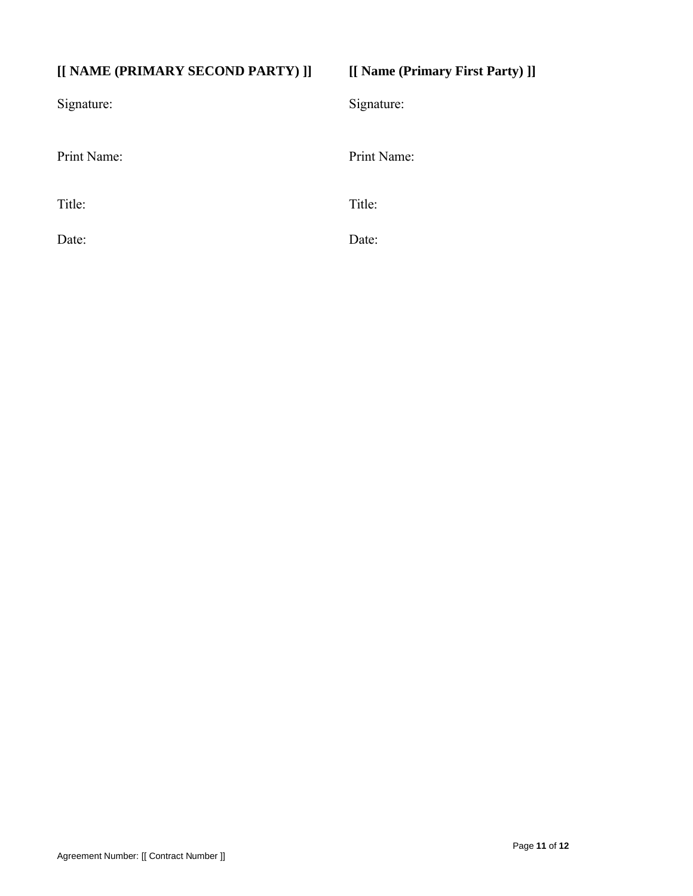| **[[ NAME (PRIMARY SECOND PARTY) ]]** | **[[ Name (Primary First Party) ]]** |
| --- | --- |
| Signature: | Signature: |
| Print Name: | Print Name: |
| Title: | Title: |
| Date: | Date: |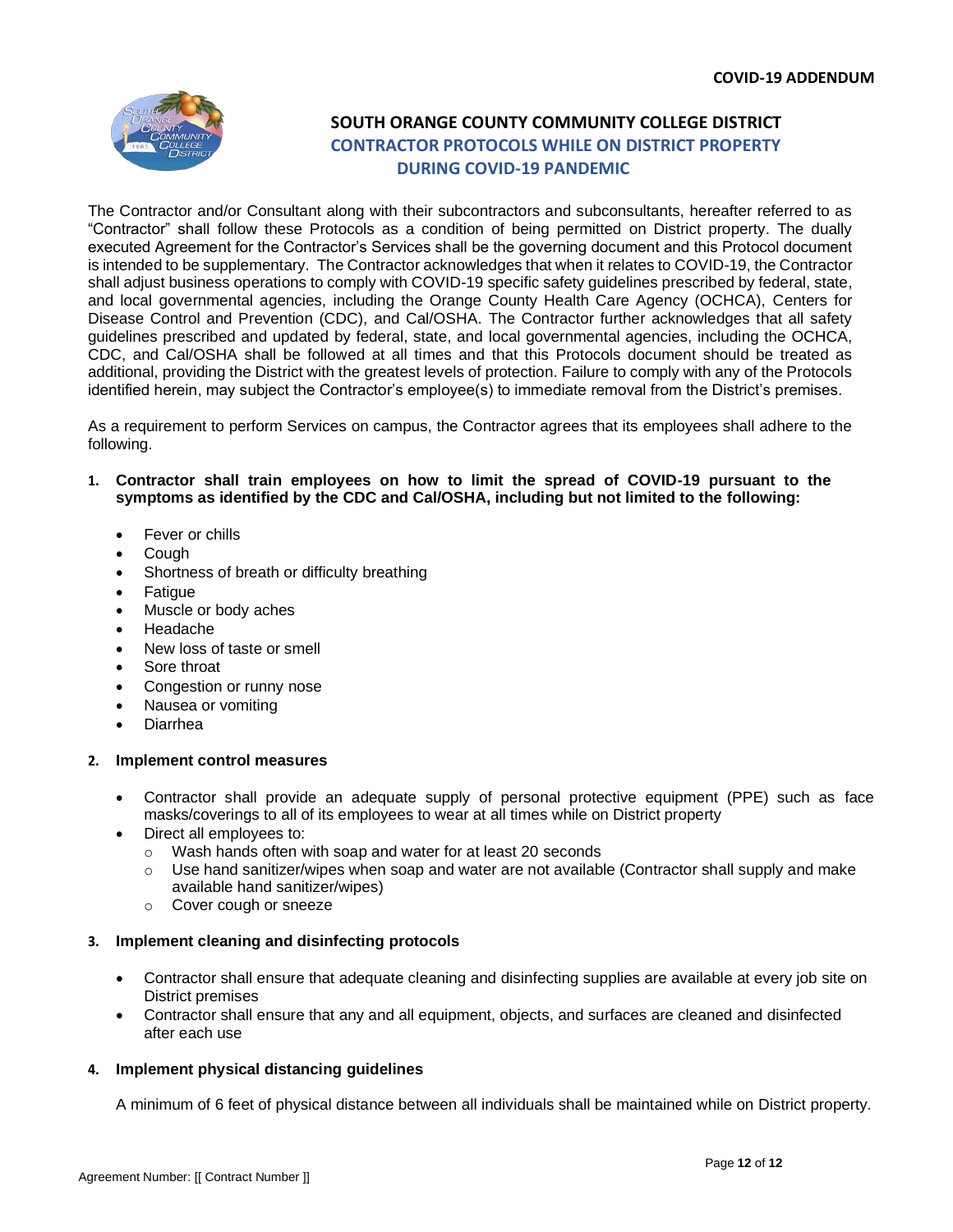COVID-19 ADDENDUM

# SOUTH ORANGE COUNTY COMMUNITY COLLEGE DISTRICT

## CONTRACTOR PROTOCOLS WHILE ON DISTRICT PROPERTY DURING COVID-19 PANDEMIC

The Contractor and/or Consultant along with their subcontractors and subconsultants, hereafter referred to as "Contractor" shall follow these Protocols as a condition of being permitted on District property. The dually executed Agreement for the Contractor's Services shall be the governing document and this Protocol document is intended to be supplementary. The Contractor acknowledges that when it relates to COVID-19, the Contractor shall adjust business operations to comply with COVID-19 specific safety guidelines prescribed by federal, state, and local governmental agencies, including the Orange County Health Care Agency (OCHCA), Centers for Disease Control and Prevention (CDC), and Cal/OSHA. The Contractor further acknowledges that all safety guidelines prescribed and updated by federal, state, and local governmental agencies, including the OCHCA, CDC, and Cal/OSHA shall be followed at all times and that this Protocols document should be treated as additional, providing the District with the greatest levels of protection. Failure to comply with any of the Protocols identified herein, may subject the Contractor's employee(s) to immediate removal from the District's premises.

As a requirement to perform Services on campus, the Contractor agrees that its employees shall adhere to the following.

1. **Contractor shall train employees on how to limit the spread of COVID-19 pursuant to the symptoms as identified by the CDC and Cal/OSHA, including but not limited to the following:**

    - Fever or chills
    - Cough
    - Shortness of breath or difficulty breathing
    - Fatigue
    - Muscle or body aches
    - Headache
    - New loss of taste or smell
    - Sore throat
    - Congestion or runny nose
    - Nausea or vomiting
    - Diarrhea

2. **Implement control measures**

    - Contractor shall provide an adequate supply of personal protective equipment (PPE) such as face masks/coverings to all of its employees to wear at all times while on District property
    - Direct all employees to:
        - Wash hands often with soap and water for at least 20 seconds
        - Use hand sanitizer/wipes when soap and water are not available (Contractor shall supply and make available hand sanitizer/wipes)
        - Cover cough or sneeze

3. **Implement cleaning and disinfecting protocols**

    - Contractor shall ensure that adequate cleaning and disinfecting supplies are available at every job site on District premises
    - Contractor shall ensure that any and all equipment, objects, and surfaces are cleaned and disinfected after each use

4. **Implement physical distancing guidelines**

    A minimum of 6 feet of physical distance between all individuals shall be maintained while on District property.

Agreement Number: [[ Contract Number ]]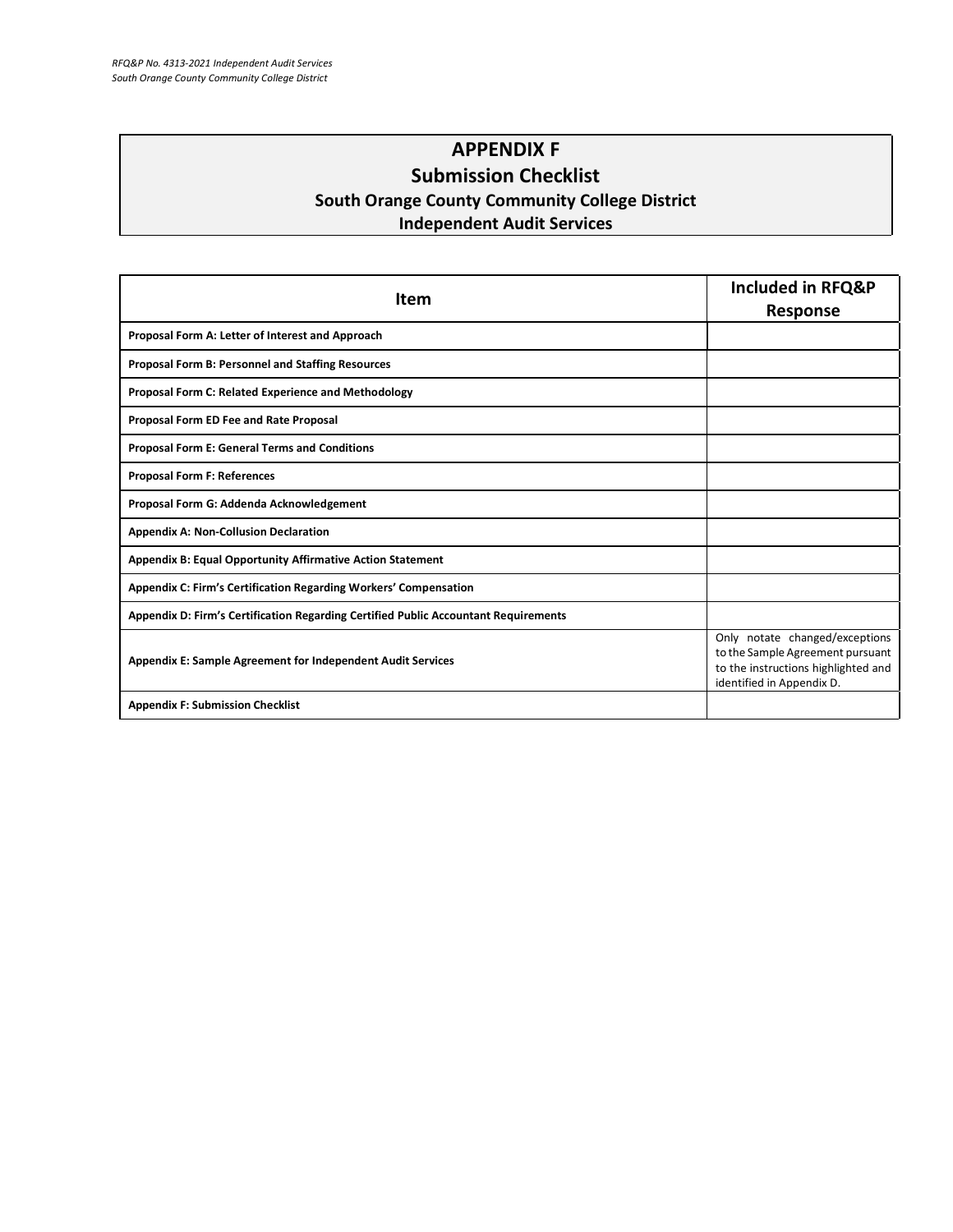# APPENDIX F

## Submission Checklist

### South Orange County Community College District

### Independent Audit Services

| Item | Included in RFQ&P Response |
|---|---|
| **Proposal Form A: Letter of Interest and Approach** | |
| **Proposal Form B: Personnel and Staffing Resources** | |
| **Proposal Form C: Related Experience and Methodology** | |
| **Proposal Form ED Fee and Rate Proposal** | |
| **Proposal Form E: General Terms and Conditions** | |
| **Proposal Form F: References** | |
| **Proposal Form G: Addenda Acknowledgement** | |
| **Appendix A: Non-Collusion Declaration** | |
| **Appendix B: Equal Opportunity Affirmative Action Statement** | |
| **Appendix C: Firm's Certification Regarding Workers' Compensation** | |
| **Appendix D: Firm's Certification Regarding Certified Public Accountant Requirements** | |
| **Appendix E: Sample Agreement for Independent Audit Services** | Only notate changed/exceptions to the Sample Agreement pursuant to the instructions highlighted and identified in Appendix D. |
| **Appendix F: Submission Checklist** | |